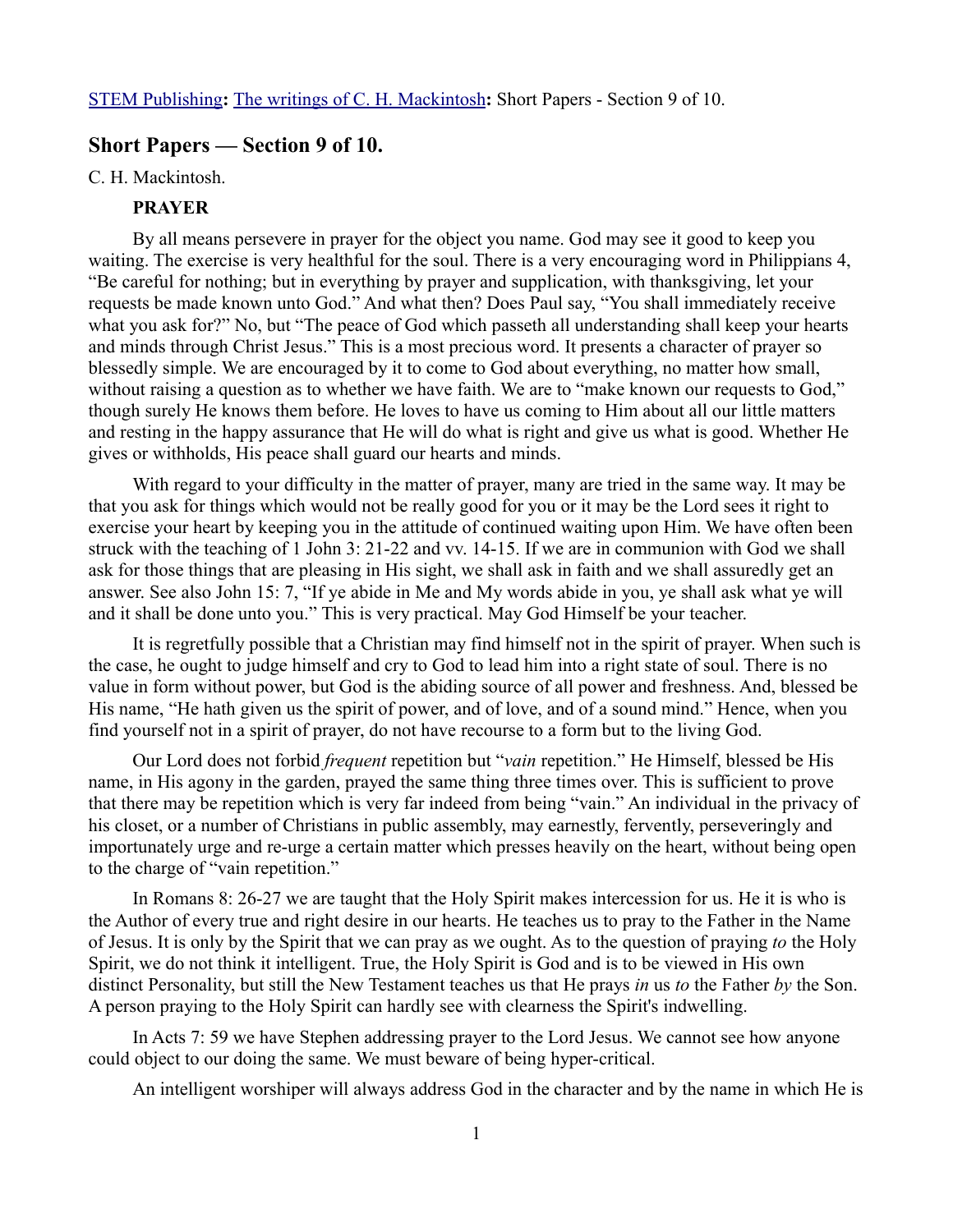STEM Publishing**:** The writings of C. H. Mackintosh**:** Short Papers - Section 9 of 10.

## Short Papers — Section 9 of 10.

C. H. Mackintosh.

**PRAYER**

By all means persevere in prayer for the object you name. God may see it good to keep you waiting. The exercise is very healthful for the soul. There is a very encouraging word in Philippians 4, "Be careful for nothing; but in everything by prayer and supplication, with thanksgiving, let your requests be made known unto God." And what then? Does Paul say, "You shall immediately receive what you ask for?" No, but "The peace of God which passeth all understanding shall keep your hearts and minds through Christ Jesus." This is a most precious word. It presents a character of prayer so blessedly simple. We are encouraged by it to come to God about everything, no matter how small, without raising a question as to whether we have faith. We are to "make known our requests to God," though surely He knows them before. He loves to have us coming to Him about all our little matters and resting in the happy assurance that He will do what is right and give us what is good. Whether He gives or withholds, His peace shall guard our hearts and minds.

With regard to your difficulty in the matter of prayer, many are tried in the same way. It may be that you ask for things which would not be really good for you or it may be the Lord sees it right to exercise your heart by keeping you in the attitude of continued waiting upon Him. We have often been struck with the teaching of 1 John 3: 21-22 and vv. 14-15. If we are in communion with God we shall ask for those things that are pleasing in His sight, we shall ask in faith and we shall assuredly get an answer. See also John 15: 7, "If ye abide in Me and My words abide in you, ye shall ask what ye will and it shall be done unto you." This is very practical. May God Himself be your teacher.

It is regretfully possible that a Christian may find himself not in the spirit of prayer. When such is the case, he ought to judge himself and cry to God to lead him into a right state of soul. There is no value in form without power, but God is the abiding source of all power and freshness. And, blessed be His name, "He hath given us the spirit of power, and of love, and of a sound mind." Hence, when you find yourself not in a spirit of prayer, do not have recourse to a form but to the living God.

Our Lord does not forbid *frequent* repetition but "*vain* repetition." He Himself, blessed be His name, in His agony in the garden, prayed the same thing three times over. This is sufficient to prove that there may be repetition which is very far indeed from being "vain." An individual in the privacy of his closet, or a number of Christians in public assembly, may earnestly, fervently, perseveringly and importunately urge and re-urge a certain matter which presses heavily on the heart, without being open to the charge of "vain repetition."

In Romans 8: 26-27 we are taught that the Holy Spirit makes intercession for us. He it is who is the Author of every true and right desire in our hearts. He teaches us to pray to the Father in the Name of Jesus. It is only by the Spirit that we can pray as we ought. As to the question of praying *to* the Holy Spirit, we do not think it intelligent. True, the Holy Spirit is God and is to be viewed in His own distinct Personality, but still the New Testament teaches us that He prays *in* us *to* the Father *by* the Son. A person praying to the Holy Spirit can hardly see with clearness the Spirit's indwelling.

In Acts 7: 59 we have Stephen addressing prayer to the Lord Jesus. We cannot see how anyone could object to our doing the same. We must beware of being hyper-critical.

An intelligent worshiper will always address God in the character and by the name in which He is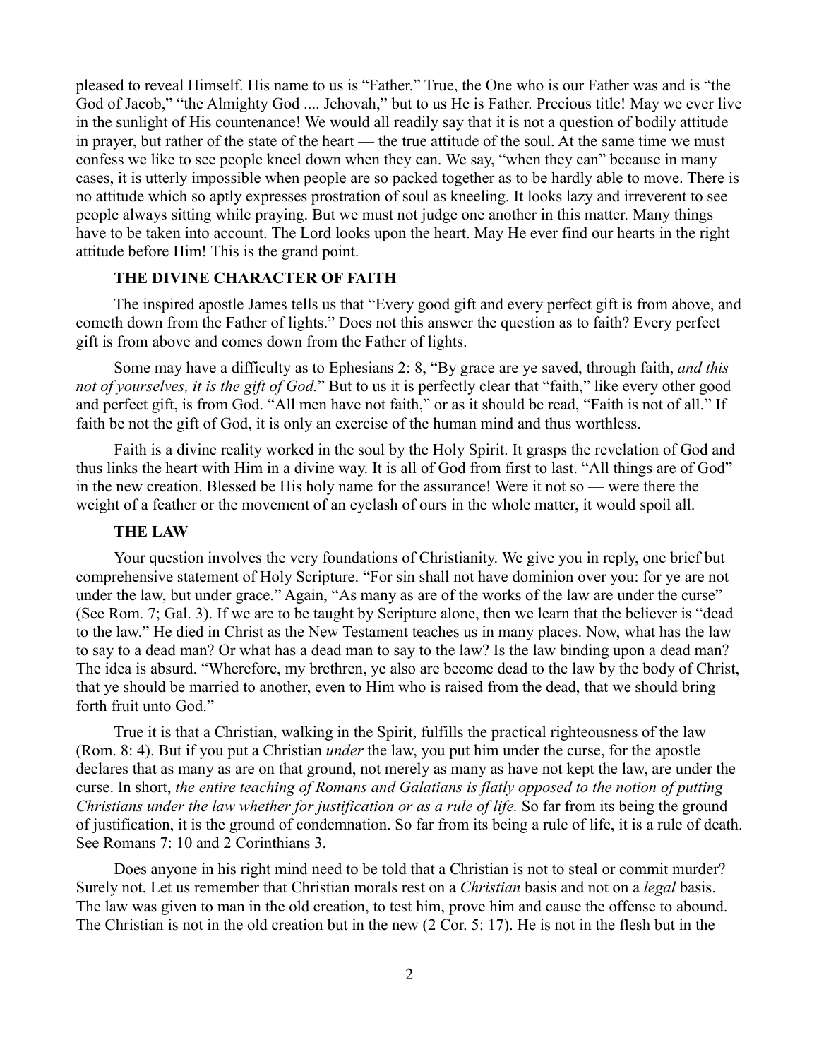pleased to reveal Himself. His name to us is "Father." True, the One who is our Father was and is "the God of Jacob," "the Almighty God .... Jehovah," but to us He is Father. Precious title! May we ever live in the sunlight of His countenance! We would all readily say that it is not a question of bodily attitude in prayer, but rather of the state of the heart — the true attitude of the soul. At the same time we must confess we like to see people kneel down when they can. We say, "when they can" because in many cases, it is utterly impossible when people are so packed together as to be hardly able to move. There is no attitude which so aptly expresses prostration of soul as kneeling. It looks lazy and irreverent to see people always sitting while praying. But we must not judge one another in this matter. Many things have to be taken into account. The Lord looks upon the heart. May He ever find our hearts in the right attitude before Him! This is the grand point.

### THE DIVINE CHARACTER OF FAITH

The inspired apostle James tells us that "Every good gift and every perfect gift is from above, and cometh down from the Father of lights." Does not this answer the question as to faith? Every perfect gift is from above and comes down from the Father of lights.

Some may have a difficulty as to Ephesians 2: 8, "By grace are ye saved, through faith, *and this not of yourselves, it is the gift of God.*" But to us it is perfectly clear that "faith," like every other good and perfect gift, is from God. "All men have not faith," or as it should be read, "Faith is not of all." If faith be not the gift of God, it is only an exercise of the human mind and thus worthless.

Faith is a divine reality worked in the soul by the Holy Spirit. It grasps the revelation of God and thus links the heart with Him in a divine way. It is all of God from first to last. "All things are of God" in the new creation. Blessed be His holy name for the assurance! Were it not so — were there the weight of a feather or the movement of an eyelash of ours in the whole matter, it would spoil all.

### THE LAW

Your question involves the very foundations of Christianity. We give you in reply, one brief but comprehensive statement of Holy Scripture. "For sin shall not have dominion over you: for ye are not under the law, but under grace." Again, "As many as are of the works of the law are under the curse" (See Rom. 7; Gal. 3). If we are to be taught by Scripture alone, then we learn that the believer is "dead to the law." He died in Christ as the New Testament teaches us in many places. Now, what has the law to say to a dead man? Or what has a dead man to say to the law? Is the law binding upon a dead man? The idea is absurd. "Wherefore, my brethren, ye also are become dead to the law by the body of Christ, that ye should be married to another, even to Him who is raised from the dead, that we should bring forth fruit unto God."

True it is that a Christian, walking in the Spirit, fulfills the practical righteousness of the law (Rom. 8: 4). But if you put a Christian *under* the law, you put him under the curse, for the apostle declares that as many as are on that ground, not merely as many as have not kept the law, are under the curse. In short, *the entire teaching of Romans and Galatians is flatly opposed to the notion of putting Christians under the law whether for justification or as a rule of life.* So far from its being the ground of justification, it is the ground of condemnation. So far from its being a rule of life, it is a rule of death. See Romans 7: 10 and 2 Corinthians 3.

Does anyone in his right mind need to be told that a Christian is not to steal or commit murder? Surely not. Let us remember that Christian morals rest on a *Christian* basis and not on a *legal* basis. The law was given to man in the old creation, to test him, prove him and cause the offense to abound. The Christian is not in the old creation but in the new (2 Cor. 5: 17). He is not in the flesh but in the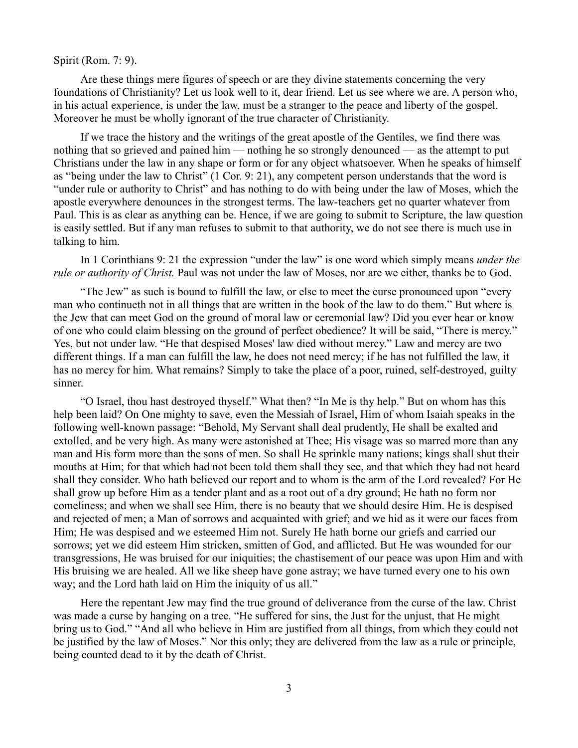Spirit (Rom. 7: 9).

Are these things mere figures of speech or are they divine statements concerning the very foundations of Christianity? Let us look well to it, dear friend. Let us see where we are. A person who, in his actual experience, is under the law, must be a stranger to the peace and liberty of the gospel. Moreover he must be wholly ignorant of the true character of Christianity.

If we trace the history and the writings of the great apostle of the Gentiles, we find there was nothing that so grieved and pained him — nothing he so strongly denounced — as the attempt to put Christians under the law in any shape or form or for any object whatsoever. When he speaks of himself as "being under the law to Christ" (1 Cor. 9: 21), any competent person understands that the word is "under rule or authority to Christ" and has nothing to do with being under the law of Moses, which the apostle everywhere denounces in the strongest terms. The law-teachers get no quarter whatever from Paul. This is as clear as anything can be. Hence, if we are going to submit to Scripture, the law question is easily settled. But if any man refuses to submit to that authority, we do not see there is much use in talking to him.

In 1 Corinthians 9: 21 the expression "under the law" is one word which simply means *under the rule or authority of Christ.* Paul was not under the law of Moses, nor are we either, thanks be to God.

"The Jew" as such is bound to fulfill the law, or else to meet the curse pronounced upon "every man who continueth not in all things that are written in the book of the law to do them." But where is the Jew that can meet God on the ground of moral law or ceremonial law? Did you ever hear or know of one who could claim blessing on the ground of perfect obedience? It will be said, "There is mercy." Yes, but not under law. "He that despised Moses' law died without mercy." Law and mercy are two different things. If a man can fulfill the law, he does not need mercy; if he has not fulfilled the law, it has no mercy for him. What remains? Simply to take the place of a poor, ruined, self-destroyed, guilty sinner.

"O Israel, thou hast destroyed thyself." What then? "In Me is thy help." But on whom has this help been laid? On One mighty to save, even the Messiah of Israel, Him of whom Isaiah speaks in the following well-known passage: "Behold, My Servant shall deal prudently, He shall be exalted and extolled, and be very high. As many were astonished at Thee; His visage was so marred more than any man and His form more than the sons of men. So shall He sprinkle many nations; kings shall shut their mouths at Him; for that which had not been told them shall they see, and that which they had not heard shall they consider. Who hath believed our report and to whom is the arm of the Lord revealed? For He shall grow up before Him as a tender plant and as a root out of a dry ground; He hath no form nor comeliness; and when we shall see Him, there is no beauty that we should desire Him. He is despised and rejected of men; a Man of sorrows and acquainted with grief; and we hid as it were our faces from Him; He was despised and we esteemed Him not. Surely He hath borne our griefs and carried our sorrows; yet we did esteem Him stricken, smitten of God, and afflicted. But He was wounded for our transgressions, He was bruised for our iniquities; the chastisement of our peace was upon Him and with His bruising we are healed. All we like sheep have gone astray; we have turned every one to his own way; and the Lord hath laid on Him the iniquity of us all."

Here the repentant Jew may find the true ground of deliverance from the curse of the law. Christ was made a curse by hanging on a tree. "He suffered for sins, the Just for the unjust, that He might bring us to God." "And all who believe in Him are justified from all things, from which they could not be justified by the law of Moses." Nor this only; they are delivered from the law as a rule or principle, being counted dead to it by the death of Christ.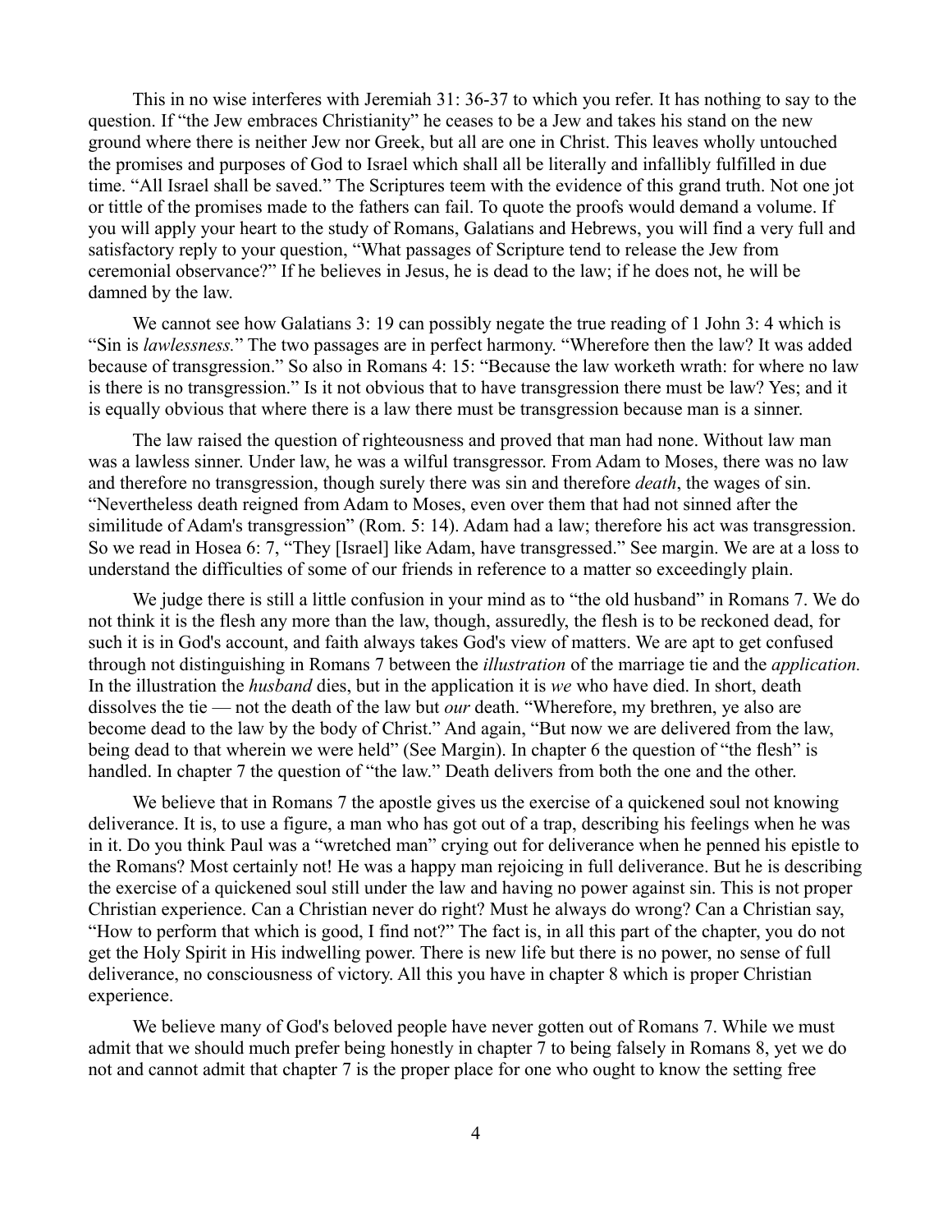This in no wise interferes with Jeremiah 31: 36-37 to which you refer. It has nothing to say to the question. If "the Jew embraces Christianity" he ceases to be a Jew and takes his stand on the new ground where there is neither Jew nor Greek, but all are one in Christ. This leaves wholly untouched the promises and purposes of God to Israel which shall all be literally and infallibly fulfilled in due time. "All Israel shall be saved." The Scriptures teem with the evidence of this grand truth. Not one jot or tittle of the promises made to the fathers can fail. To quote the proofs would demand a volume. If you will apply your heart to the study of Romans, Galatians and Hebrews, you will find a very full and satisfactory reply to your question, "What passages of Scripture tend to release the Jew from ceremonial observance?" If he believes in Jesus, he is dead to the law; if he does not, he will be damned by the law.

We cannot see how Galatians 3: 19 can possibly negate the true reading of 1 John 3: 4 which is "Sin is *lawlessness.*" The two passages are in perfect harmony. "Wherefore then the law? It was added because of transgression." So also in Romans 4: 15: "Because the law worketh wrath: for where no law is there is no transgression." Is it not obvious that to have transgression there must be law? Yes; and it is equally obvious that where there is a law there must be transgression because man is a sinner.

The law raised the question of righteousness and proved that man had none. Without law man was a lawless sinner. Under law, he was a wilful transgressor. From Adam to Moses, there was no law and therefore no transgression, though surely there was sin and therefore *death*, the wages of sin. "Nevertheless death reigned from Adam to Moses, even over them that had not sinned after the similitude of Adam's transgression" (Rom. 5: 14). Adam had a law; therefore his act was transgression. So we read in Hosea 6: 7, "They [Israel] like Adam, have transgressed." See margin. We are at a loss to understand the difficulties of some of our friends in reference to a matter so exceedingly plain.

We judge there is still a little confusion in your mind as to "the old husband" in Romans 7. We do not think it is the flesh any more than the law, though, assuredly, the flesh is to be reckoned dead, for such it is in God's account, and faith always takes God's view of matters. We are apt to get confused through not distinguishing in Romans 7 between the *illustration* of the marriage tie and the *application.* In the illustration the *husband* dies, but in the application it is *we* who have died. In short, death dissolves the tie — not the death of the law but *our* death. "Wherefore, my brethren, ye also are become dead to the law by the body of Christ." And again, "But now we are delivered from the law, being dead to that wherein we were held" (See Margin). In chapter 6 the question of "the flesh" is handled. In chapter 7 the question of "the law." Death delivers from both the one and the other.

We believe that in Romans 7 the apostle gives us the exercise of a quickened soul not knowing deliverance. It is, to use a figure, a man who has got out of a trap, describing his feelings when he was in it. Do you think Paul was a "wretched man" crying out for deliverance when he penned his epistle to the Romans? Most certainly not! He was a happy man rejoicing in full deliverance. But he is describing the exercise of a quickened soul still under the law and having no power against sin. This is not proper Christian experience. Can a Christian never do right? Must he always do wrong? Can a Christian say, "How to perform that which is good, I find not?" The fact is, in all this part of the chapter, you do not get the Holy Spirit in His indwelling power. There is new life but there is no power, no sense of full deliverance, no consciousness of victory. All this you have in chapter 8 which is proper Christian experience.

We believe many of God's beloved people have never gotten out of Romans 7. While we must admit that we should much prefer being honestly in chapter 7 to being falsely in Romans 8, yet we do not and cannot admit that chapter 7 is the proper place for one who ought to know the setting free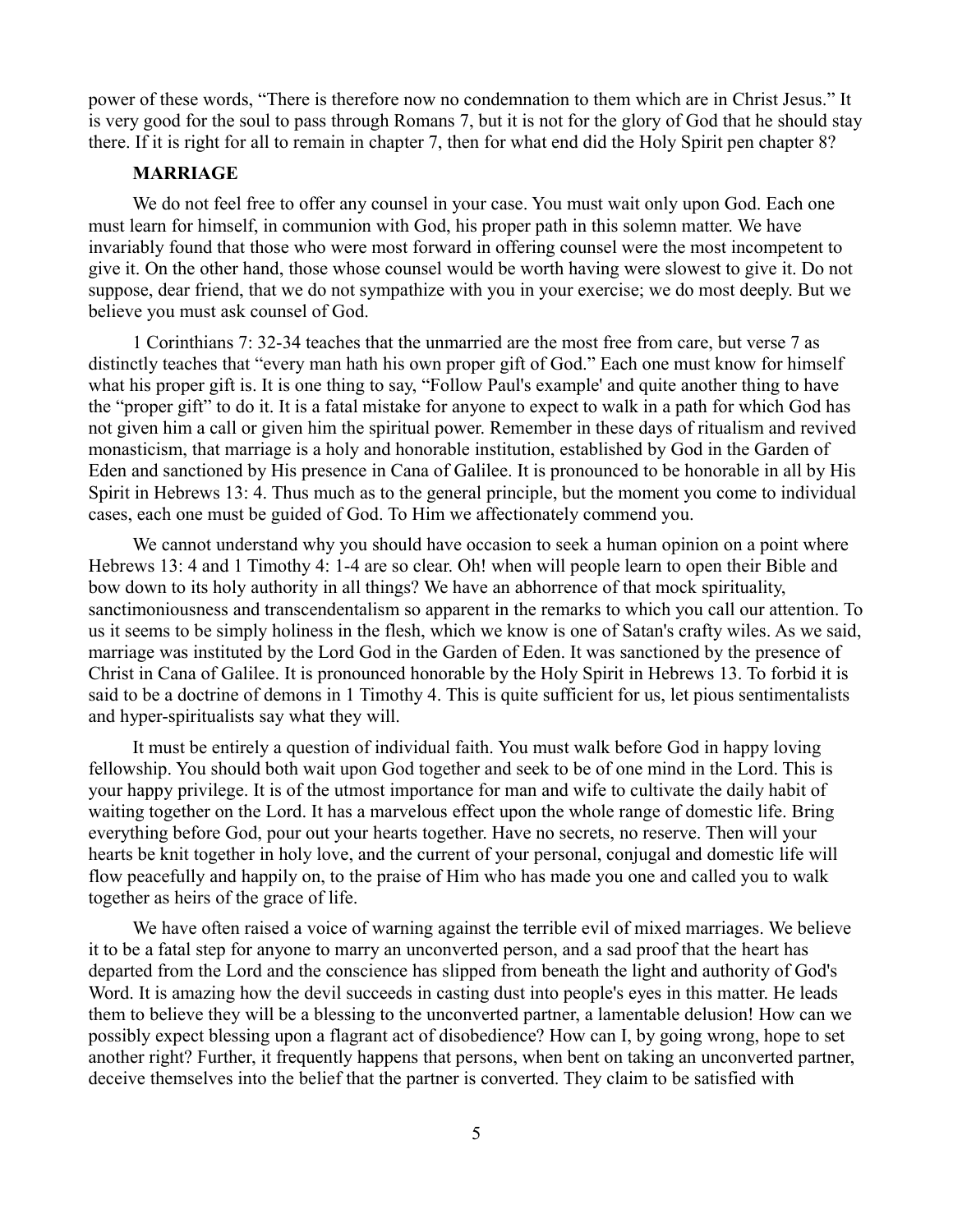power of these words, “There is therefore now no condemnation to them which are in Christ Jesus.” It is very good for the soul to pass through Romans 7, but it is not for the glory of God that he should stay there. If it is right for all to remain in chapter 7, then for what end did the Holy Spirit pen chapter 8?

**MARRIAGE**

We do not feel free to offer any counsel in your case. You must wait only upon God. Each one must learn for himself, in communion with God, his proper path in this solemn matter. We have invariably found that those who were most forward in offering counsel were the most incompetent to give it. On the other hand, those whose counsel would be worth having were slowest to give it. Do not suppose, dear friend, that we do not sympathize with you in your exercise; we do most deeply. But we believe you must ask counsel of God.

1 Corinthians 7: 32-34 teaches that the unmarried are the most free from care, but verse 7 as distinctly teaches that “every man hath his own proper gift of God.” Each one must know for himself what his proper gift is. It is one thing to say, “Follow Paul's example' and quite another thing to have the “proper gift” to do it. It is a fatal mistake for anyone to expect to walk in a path for which God has not given him a call or given him the spiritual power. Remember in these days of ritualism and revived monasticism, that marriage is a holy and honorable institution, established by God in the Garden of Eden and sanctioned by His presence in Cana of Galilee. It is pronounced to be honorable in all by His Spirit in Hebrews 13: 4. Thus much as to the general principle, but the moment you come to individual cases, each one must be guided of God. To Him we affectionately commend you.

We cannot understand why you should have occasion to seek a human opinion on a point where Hebrews 13: 4 and 1 Timothy 4: 1-4 are so clear. Oh! when will people learn to open their Bible and bow down to its holy authority in all things? We have an abhorrence of that mock spirituality, sanctimoniousness and transcendentalism so apparent in the remarks to which you call our attention. To us it seems to be simply holiness in the flesh, which we know is one of Satan's crafty wiles. As we said, marriage was instituted by the Lord God in the Garden of Eden. It was sanctioned by the presence of Christ in Cana of Galilee. It is pronounced honorable by the Holy Spirit in Hebrews 13. To forbid it is said to be a doctrine of demons in 1 Timothy 4. This is quite sufficient for us, let pious sentimentalists and hyper-spiritualists say what they will.

It must be entirely a question of individual faith. You must walk before God in happy loving fellowship. You should both wait upon God together and seek to be of one mind in the Lord. This is your happy privilege. It is of the utmost importance for man and wife to cultivate the daily habit of waiting together on the Lord. It has a marvelous effect upon the whole range of domestic life. Bring everything before God, pour out your hearts together. Have no secrets, no reserve. Then will your hearts be knit together in holy love, and the current of your personal, conjugal and domestic life will flow peacefully and happily on, to the praise of Him who has made you one and called you to walk together as heirs of the grace of life.

We have often raised a voice of warning against the terrible evil of mixed marriages. We believe it to be a fatal step for anyone to marry an unconverted person, and a sad proof that the heart has departed from the Lord and the conscience has slipped from beneath the light and authority of God's Word. It is amazing how the devil succeeds in casting dust into people's eyes in this matter. He leads them to believe they will be a blessing to the unconverted partner, a lamentable delusion! How can we possibly expect blessing upon a flagrant act of disobedience? How can I, by going wrong, hope to set another right? Further, it frequently happens that persons, when bent on taking an unconverted partner, deceive themselves into the belief that the partner is converted. They claim to be satisfied with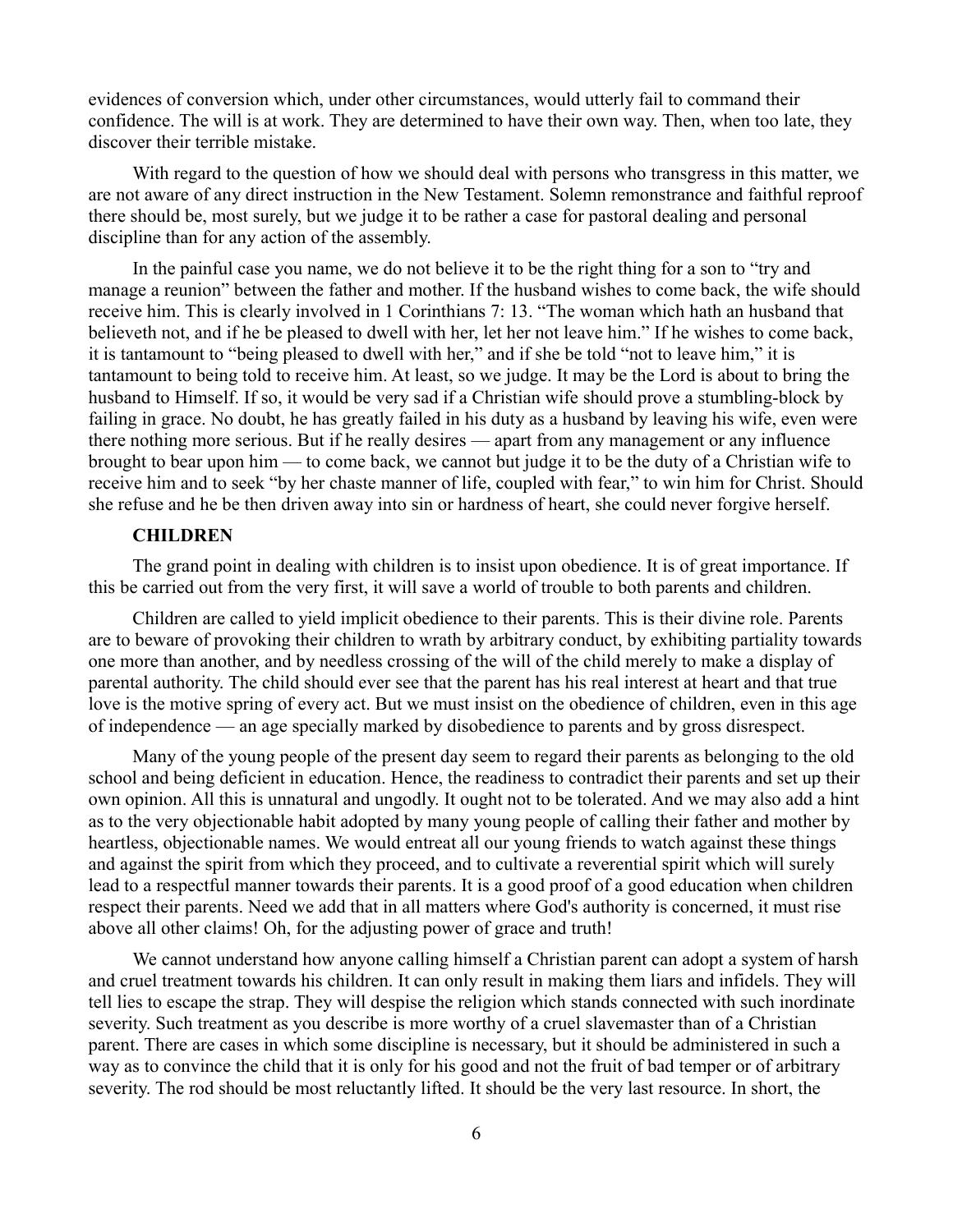evidences of conversion which, under other circumstances, would utterly fail to command their confidence. The will is at work. They are determined to have their own way. Then, when too late, they discover their terrible mistake.

With regard to the question of how we should deal with persons who transgress in this matter, we are not aware of any direct instruction in the New Testament. Solemn remonstrance and faithful reproof there should be, most surely, but we judge it to be rather a case for pastoral dealing and personal discipline than for any action of the assembly.

In the painful case you name, we do not believe it to be the right thing for a son to "try and manage a reunion" between the father and mother. If the husband wishes to come back, the wife should receive him. This is clearly involved in 1 Corinthians 7: 13. "The woman which hath an husband that believeth not, and if he be pleased to dwell with her, let her not leave him." If he wishes to come back, it is tantamount to "being pleased to dwell with her," and if she be told "not to leave him," it is tantamount to being told to receive him. At least, so we judge. It may be the Lord is about to bring the husband to Himself. If so, it would be very sad if a Christian wife should prove a stumbling-block by failing in grace. No doubt, he has greatly failed in his duty as a husband by leaving his wife, even were there nothing more serious. But if he really desires — apart from any management or any influence brought to bear upon him — to come back, we cannot but judge it to be the duty of a Christian wife to receive him and to seek "by her chaste manner of life, coupled with fear," to win him for Christ. Should she refuse and he be then driven away into sin or hardness of heart, she could never forgive herself.

### CHILDREN

The grand point in dealing with children is to insist upon obedience. It is of great importance. If this be carried out from the very first, it will save a world of trouble to both parents and children.

Children are called to yield implicit obedience to their parents. This is their divine role. Parents are to beware of provoking their children to wrath by arbitrary conduct, by exhibiting partiality towards one more than another, and by needless crossing of the will of the child merely to make a display of parental authority. The child should ever see that the parent has his real interest at heart and that true love is the motive spring of every act. But we must insist on the obedience of children, even in this age of independence — an age specially marked by disobedience to parents and by gross disrespect.

Many of the young people of the present day seem to regard their parents as belonging to the old school and being deficient in education. Hence, the readiness to contradict their parents and set up their own opinion. All this is unnatural and ungodly. It ought not to be tolerated. And we may also add a hint as to the very objectionable habit adopted by many young people of calling their father and mother by heartless, objectionable names. We would entreat all our young friends to watch against these things and against the spirit from which they proceed, and to cultivate a reverential spirit which will surely lead to a respectful manner towards their parents. It is a good proof of a good education when children respect their parents. Need we add that in all matters where God's authority is concerned, it must rise above all other claims! Oh, for the adjusting power of grace and truth!

We cannot understand how anyone calling himself a Christian parent can adopt a system of harsh and cruel treatment towards his children. It can only result in making them liars and infidels. They will tell lies to escape the strap. They will despise the religion which stands connected with such inordinate severity. Such treatment as you describe is more worthy of a cruel slavemaster than of a Christian parent. There are cases in which some discipline is necessary, but it should be administered in such a way as to convince the child that it is only for his good and not the fruit of bad temper or of arbitrary severity. The rod should be most reluctantly lifted. It should be the very last resource. In short, the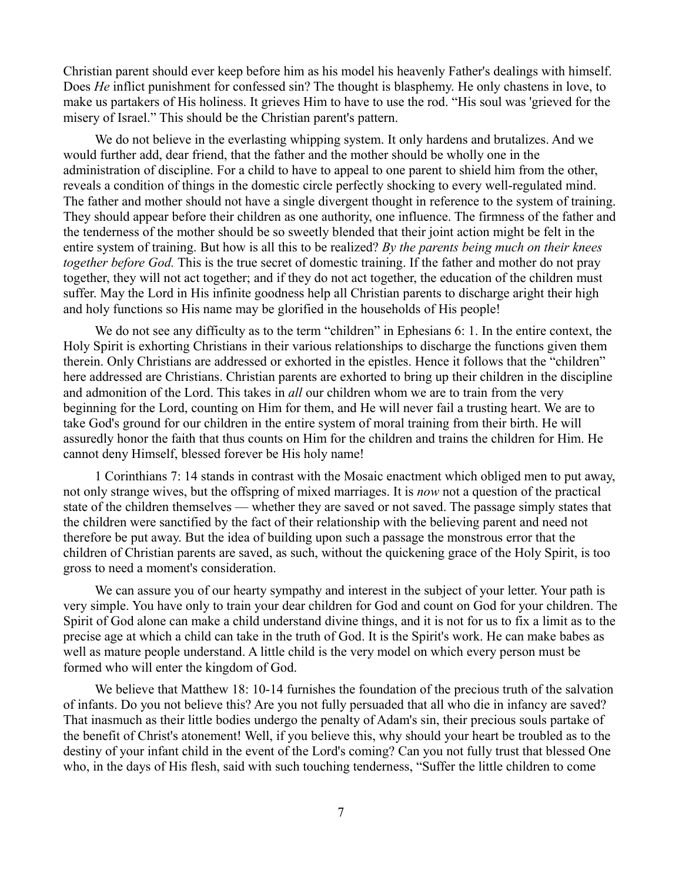Christian parent should ever keep before him as his model his heavenly Father's dealings with himself. Does *He* inflict punishment for confessed sin? The thought is blasphemy. He only chastens in love, to make us partakers of His holiness. It grieves Him to have to use the rod. "His soul was 'grieved for the misery of Israel." This should be the Christian parent's pattern.

We do not believe in the everlasting whipping system. It only hardens and brutalizes. And we would further add, dear friend, that the father and the mother should be wholly one in the administration of discipline. For a child to have to appeal to one parent to shield him from the other, reveals a condition of things in the domestic circle perfectly shocking to every well-regulated mind. The father and mother should not have a single divergent thought in reference to the system of training. They should appear before their children as one authority, one influence. The firmness of the father and the tenderness of the mother should be so sweetly blended that their joint action might be felt in the entire system of training. But how is all this to be realized? *By the parents being much on their knees together before God.* This is the true secret of domestic training. If the father and mother do not pray together, they will not act together; and if they do not act together, the education of the children must suffer. May the Lord in His infinite goodness help all Christian parents to discharge aright their high and holy functions so His name may be glorified in the households of His people!

We do not see any difficulty as to the term "children" in Ephesians 6: 1. In the entire context, the Holy Spirit is exhorting Christians in their various relationships to discharge the functions given them therein. Only Christians are addressed or exhorted in the epistles. Hence it follows that the "children" here addressed are Christians. Christian parents are exhorted to bring up their children in the discipline and admonition of the Lord. This takes in *all* our children whom we are to train from the very beginning for the Lord, counting on Him for them, and He will never fail a trusting heart. We are to take God's ground for our children in the entire system of moral training from their birth. He will assuredly honor the faith that thus counts on Him for the children and trains the children for Him. He cannot deny Himself, blessed forever be His holy name!

1 Corinthians 7: 14 stands in contrast with the Mosaic enactment which obliged men to put away, not only strange wives, but the offspring of mixed marriages. It is *now* not a question of the practical state of the children themselves — whether they are saved or not saved. The passage simply states that the children were sanctified by the fact of their relationship with the believing parent and need not therefore be put away. But the idea of building upon such a passage the monstrous error that the children of Christian parents are saved, as such, without the quickening grace of the Holy Spirit, is too gross to need a moment's consideration.

We can assure you of our hearty sympathy and interest in the subject of your letter. Your path is very simple. You have only to train your dear children for God and count on God for your children. The Spirit of God alone can make a child understand divine things, and it is not for us to fix a limit as to the precise age at which a child can take in the truth of God. It is the Spirit's work. He can make babes as well as mature people understand. A little child is the very model on which every person must be formed who will enter the kingdom of God.

We believe that Matthew 18: 10-14 furnishes the foundation of the precious truth of the salvation of infants. Do you not believe this? Are you not fully persuaded that all who die in infancy are saved? That inasmuch as their little bodies undergo the penalty of Adam's sin, their precious souls partake of the benefit of Christ's atonement! Well, if you believe this, why should your heart be troubled as to the destiny of your infant child in the event of the Lord's coming? Can you not fully trust that blessed One who, in the days of His flesh, said with such touching tenderness, "Suffer the little children to come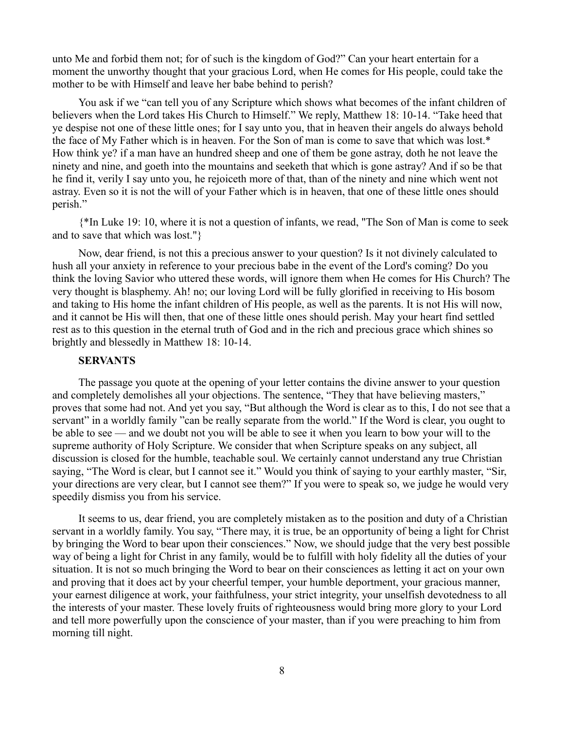unto Me and forbid them not; for of such is the kingdom of God?" Can your heart entertain for a moment the unworthy thought that your gracious Lord, when He comes for His people, could take the mother to be with Himself and leave her babe behind to perish?

You ask if we "can tell you of any Scripture which shows what becomes of the infant children of believers when the Lord takes His Church to Himself." We reply, Matthew 18: 10-14. "Take heed that ye despise not one of these little ones; for I say unto you, that in heaven their angels do always behold the face of My Father which is in heaven. For the Son of man is come to save that which was lost.* How think ye? if a man have an hundred sheep and one of them be gone astray, doth he not leave the ninety and nine, and goeth into the mountains and seeketh that which is gone astray? And if so be that he find it, verily I say unto you, he rejoiceth more of that, than of the ninety and nine which went not astray. Even so it is not the will of your Father which is in heaven, that one of these little ones should perish."

{*In Luke 19: 10, where it is not a question of infants, we read, "The Son of Man is come to seek and to save that which was lost."}

Now, dear friend, is not this a precious answer to your question? Is it not divinely calculated to hush all your anxiety in reference to your precious babe in the event of the Lord's coming? Do you think the loving Savior who uttered these words, will ignore them when He comes for His Church? The very thought is blasphemy. Ah! no; our loving Lord will be fully glorified in receiving to His bosom and taking to His home the infant children of His people, as well as the parents. It is not His will now, and it cannot be His will then, that one of these little ones should perish. May your heart find settled rest as to this question in the eternal truth of God and in the rich and precious grace which shines so brightly and blessedly in Matthew 18: 10-14.

**SERVANTS**

The passage you quote at the opening of your letter contains the divine answer to your question and completely demolishes all your objections. The sentence, "They that have believing masters," proves that some had not. And yet you say, "But although the Word is clear as to this, I do not see that a servant" in a worldly family "can be really separate from the world." If the Word is clear, you ought to be able to see — and we doubt not you will be able to see it when you learn to bow your will to the supreme authority of Holy Scripture. We consider that when Scripture speaks on any subject, all discussion is closed for the humble, teachable soul. We certainly cannot understand any true Christian saying, "The Word is clear, but I cannot see it." Would you think of saying to your earthly master, "Sir, your directions are very clear, but I cannot see them?" If you were to speak so, we judge he would very speedily dismiss you from his service.

It seems to us, dear friend, you are completely mistaken as to the position and duty of a Christian servant in a worldly family. You say, "There may, it is true, be an opportunity of being a light for Christ by bringing the Word to bear upon their consciences." Now, we should judge that the very best possible way of being a light for Christ in any family, would be to fulfill with holy fidelity all the duties of your situation. It is not so much bringing the Word to bear on their consciences as letting it act on your own and proving that it does act by your cheerful temper, your humble deportment, your gracious manner, your earnest diligence at work, your faithfulness, your strict integrity, your unselfish devotedness to all the interests of your master. These lovely fruits of righteousness would bring more glory to your Lord and tell more powerfully upon the conscience of your master, than if you were preaching to him from morning till night.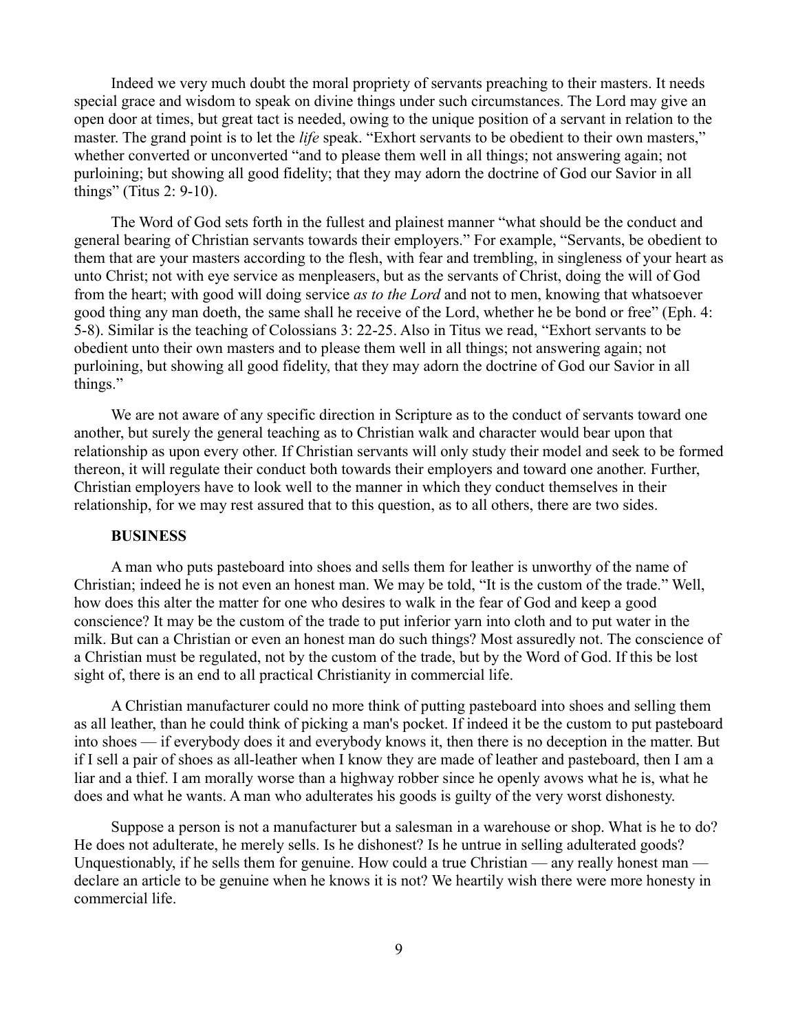Indeed we very much doubt the moral propriety of servants preaching to their masters. It needs special grace and wisdom to speak on divine things under such circumstances. The Lord may give an open door at times, but great tact is needed, owing to the unique position of a servant in relation to the master. The grand point is to let the *life* speak. "Exhort servants to be obedient to their own masters," whether converted or unconverted "and to please them well in all things; not answering again; not purloining; but showing all good fidelity; that they may adorn the doctrine of God our Savior in all things" (Titus 2: 9-10).

The Word of God sets forth in the fullest and plainest manner "what should be the conduct and general bearing of Christian servants towards their employers." For example, "Servants, be obedient to them that are your masters according to the flesh, with fear and trembling, in singleness of your heart as unto Christ; not with eye service as menpleasers, but as the servants of Christ, doing the will of God from the heart; with good will doing service *as to the Lord* and not to men, knowing that whatsoever good thing any man doeth, the same shall he receive of the Lord, whether he be bond or free" (Eph. 4: 5-8). Similar is the teaching of Colossians 3: 22-25. Also in Titus we read, "Exhort servants to be obedient unto their own masters and to please them well in all things; not answering again; not purloining, but showing all good fidelity, that they may adorn the doctrine of God our Savior in all things."

We are not aware of any specific direction in Scripture as to the conduct of servants toward one another, but surely the general teaching as to Christian walk and character would bear upon that relationship as upon every other. If Christian servants will only study their model and seek to be formed thereon, it will regulate their conduct both towards their employers and toward one another. Further, Christian employers have to look well to the manner in which they conduct themselves in their relationship, for we may rest assured that to this question, as to all others, there are two sides.

**BUSINESS**

A man who puts pasteboard into shoes and sells them for leather is unworthy of the name of Christian; indeed he is not even an honest man. We may be told, "It is the custom of the trade." Well, how does this alter the matter for one who desires to walk in the fear of God and keep a good conscience? It may be the custom of the trade to put inferior yarn into cloth and to put water in the milk. But can a Christian or even an honest man do such things? Most assuredly not. The conscience of a Christian must be regulated, not by the custom of the trade, but by the Word of God. If this be lost sight of, there is an end to all practical Christianity in commercial life.

A Christian manufacturer could no more think of putting pasteboard into shoes and selling them as all leather, than he could think of picking a man's pocket. If indeed it be the custom to put pasteboard into shoes — if everybody does it and everybody knows it, then there is no deception in the matter. But if I sell a pair of shoes as all-leather when I know they are made of leather and pasteboard, then I am a liar and a thief. I am morally worse than a highway robber since he openly avows what he is, what he does and what he wants. A man who adulterates his goods is guilty of the very worst dishonesty.

Suppose a person is not a manufacturer but a salesman in a warehouse or shop. What is he to do? He does not adulterate, he merely sells. Is he dishonest? Is he untrue in selling adulterated goods? Unquestionably, if he sells them for genuine. How could a true Christian — any really honest man — declare an article to be genuine when he knows it is not? We heartily wish there were more honesty in commercial life.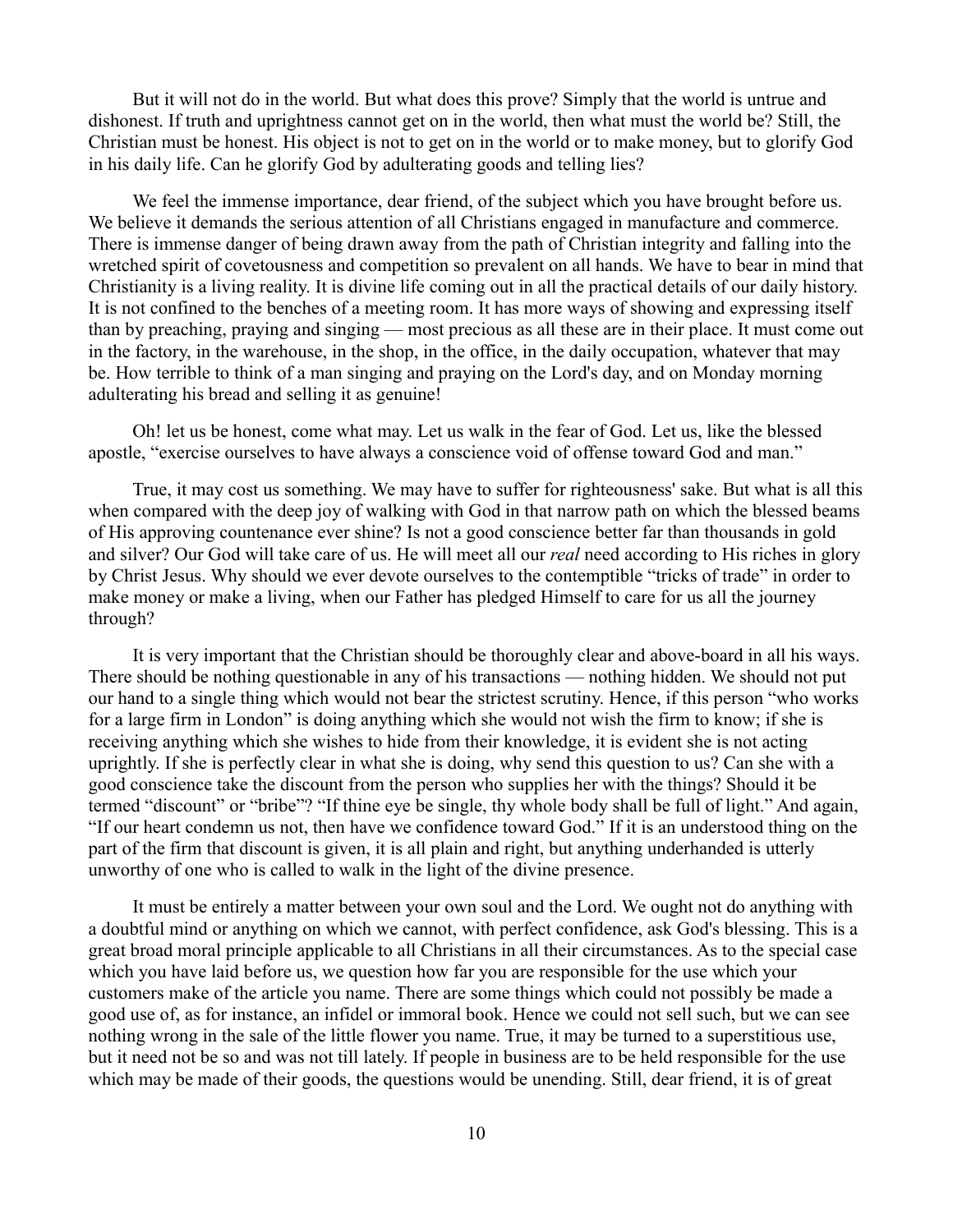But it will not do in the world. But what does this prove? Simply that the world is untrue and dishonest. If truth and uprightness cannot get on in the world, then what must the world be? Still, the Christian must be honest. His object is not to get on in the world or to make money, but to glorify God in his daily life. Can he glorify God by adulterating goods and telling lies?

We feel the immense importance, dear friend, of the subject which you have brought before us. We believe it demands the serious attention of all Christians engaged in manufacture and commerce. There is immense danger of being drawn away from the path of Christian integrity and falling into the wretched spirit of covetousness and competition so prevalent on all hands. We have to bear in mind that Christianity is a living reality. It is divine life coming out in all the practical details of our daily history. It is not confined to the benches of a meeting room. It has more ways of showing and expressing itself than by preaching, praying and singing — most precious as all these are in their place. It must come out in the factory, in the warehouse, in the shop, in the office, in the daily occupation, whatever that may be. How terrible to think of a man singing and praying on the Lord's day, and on Monday morning adulterating his bread and selling it as genuine!

Oh! let us be honest, come what may. Let us walk in the fear of God. Let us, like the blessed apostle, "exercise ourselves to have always a conscience void of offense toward God and man."

True, it may cost us something. We may have to suffer for righteousness' sake. But what is all this when compared with the deep joy of walking with God in that narrow path on which the blessed beams of His approving countenance ever shine? Is not a good conscience better far than thousands in gold and silver? Our God will take care of us. He will meet all our *real* need according to His riches in glory by Christ Jesus. Why should we ever devote ourselves to the contemptible "tricks of trade" in order to make money or make a living, when our Father has pledged Himself to care for us all the journey through?

It is very important that the Christian should be thoroughly clear and above-board in all his ways. There should be nothing questionable in any of his transactions — nothing hidden. We should not put our hand to a single thing which would not bear the strictest scrutiny. Hence, if this person "who works for a large firm in London" is doing anything which she would not wish the firm to know; if she is receiving anything which she wishes to hide from their knowledge, it is evident she is not acting uprightly. If she is perfectly clear in what she is doing, why send this question to us? Can she with a good conscience take the discount from the person who supplies her with the things? Should it be termed "discount" or "bribe"? "If thine eye be single, thy whole body shall be full of light." And again, "If our heart condemn us not, then have we confidence toward God." If it is an understood thing on the part of the firm that discount is given, it is all plain and right, but anything underhanded is utterly unworthy of one who is called to walk in the light of the divine presence.

It must be entirely a matter between your own soul and the Lord. We ought not do anything with a doubtful mind or anything on which we cannot, with perfect confidence, ask God's blessing. This is a great broad moral principle applicable to all Christians in all their circumstances. As to the special case which you have laid before us, we question how far you are responsible for the use which your customers make of the article you name. There are some things which could not possibly be made a good use of, as for instance, an infidel or immoral book. Hence we could not sell such, but we can see nothing wrong in the sale of the little flower you name. True, it may be turned to a superstitious use, but it need not be so and was not till lately. If people in business are to be held responsible for the use which may be made of their goods, the questions would be unending. Still, dear friend, it is of great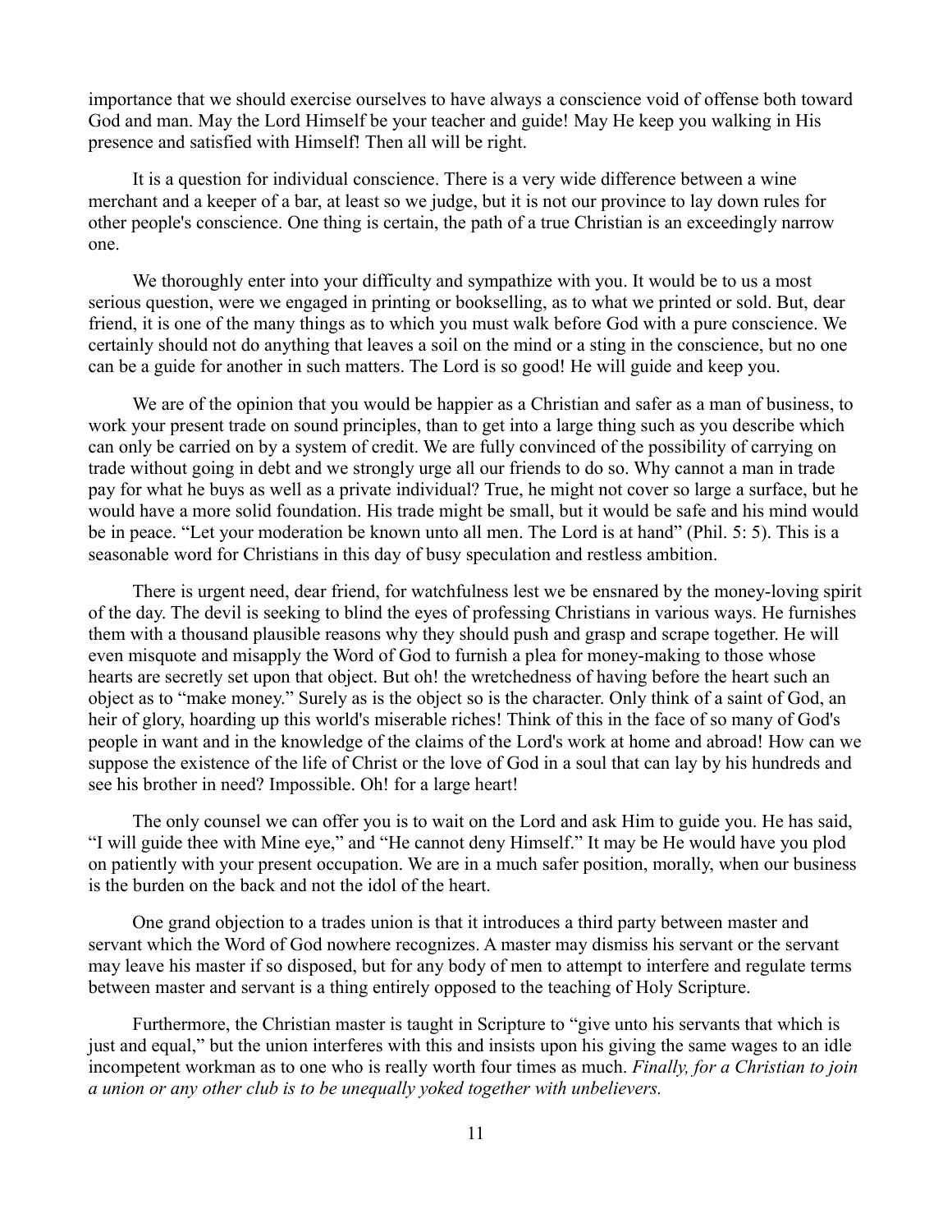importance that we should exercise ourselves to have always a conscience void of offense both toward God and man. May the Lord Himself be your teacher and guide! May He keep you walking in His presence and satisfied with Himself! Then all will be right.

It is a question for individual conscience. There is a very wide difference between a wine merchant and a keeper of a bar, at least so we judge, but it is not our province to lay down rules for other people's conscience. One thing is certain, the path of a true Christian is an exceedingly narrow one.

We thoroughly enter into your difficulty and sympathize with you. It would be to us a most serious question, were we engaged in printing or bookselling, as to what we printed or sold. But, dear friend, it is one of the many things as to which you must walk before God with a pure conscience. We certainly should not do anything that leaves a soil on the mind or a sting in the conscience, but no one can be a guide for another in such matters. The Lord is so good! He will guide and keep you.

We are of the opinion that you would be happier as a Christian and safer as a man of business, to work your present trade on sound principles, than to get into a large thing such as you describe which can only be carried on by a system of credit. We are fully convinced of the possibility of carrying on trade without going in debt and we strongly urge all our friends to do so. Why cannot a man in trade pay for what he buys as well as a private individual? True, he might not cover so large a surface, but he would have a more solid foundation. His trade might be small, but it would be safe and his mind would be in peace. "Let your moderation be known unto all men. The Lord is at hand" (Phil. 5: 5). This is a seasonable word for Christians in this day of busy speculation and restless ambition.

There is urgent need, dear friend, for watchfulness lest we be ensnared by the money-loving spirit of the day. The devil is seeking to blind the eyes of professing Christians in various ways. He furnishes them with a thousand plausible reasons why they should push and grasp and scrape together. He will even misquote and misapply the Word of God to furnish a plea for money-making to those whose hearts are secretly set upon that object. But oh! the wretchedness of having before the heart such an object as to "make money." Surely as is the object so is the character. Only think of a saint of God, an heir of glory, hoarding up this world's miserable riches! Think of this in the face of so many of God's people in want and in the knowledge of the claims of the Lord's work at home and abroad! How can we suppose the existence of the life of Christ or the love of God in a soul that can lay by his hundreds and see his brother in need? Impossible. Oh! for a large heart!

The only counsel we can offer you is to wait on the Lord and ask Him to guide you. He has said, "I will guide thee with Mine eye," and "He cannot deny Himself." It may be He would have you plod on patiently with your present occupation. We are in a much safer position, morally, when our business is the burden on the back and not the idol of the heart.

One grand objection to a trades union is that it introduces a third party between master and servant which the Word of God nowhere recognizes. A master may dismiss his servant or the servant may leave his master if so disposed, but for any body of men to attempt to interfere and regulate terms between master and servant is a thing entirely opposed to the teaching of Holy Scripture.

Furthermore, the Christian master is taught in Scripture to "give unto his servants that which is just and equal," but the union interferes with this and insists upon his giving the same wages to an idle incompetent workman as to one who is really worth four times as much. *Finally, for a Christian to join a union or any other club is to be unequally yoked together with unbelievers.*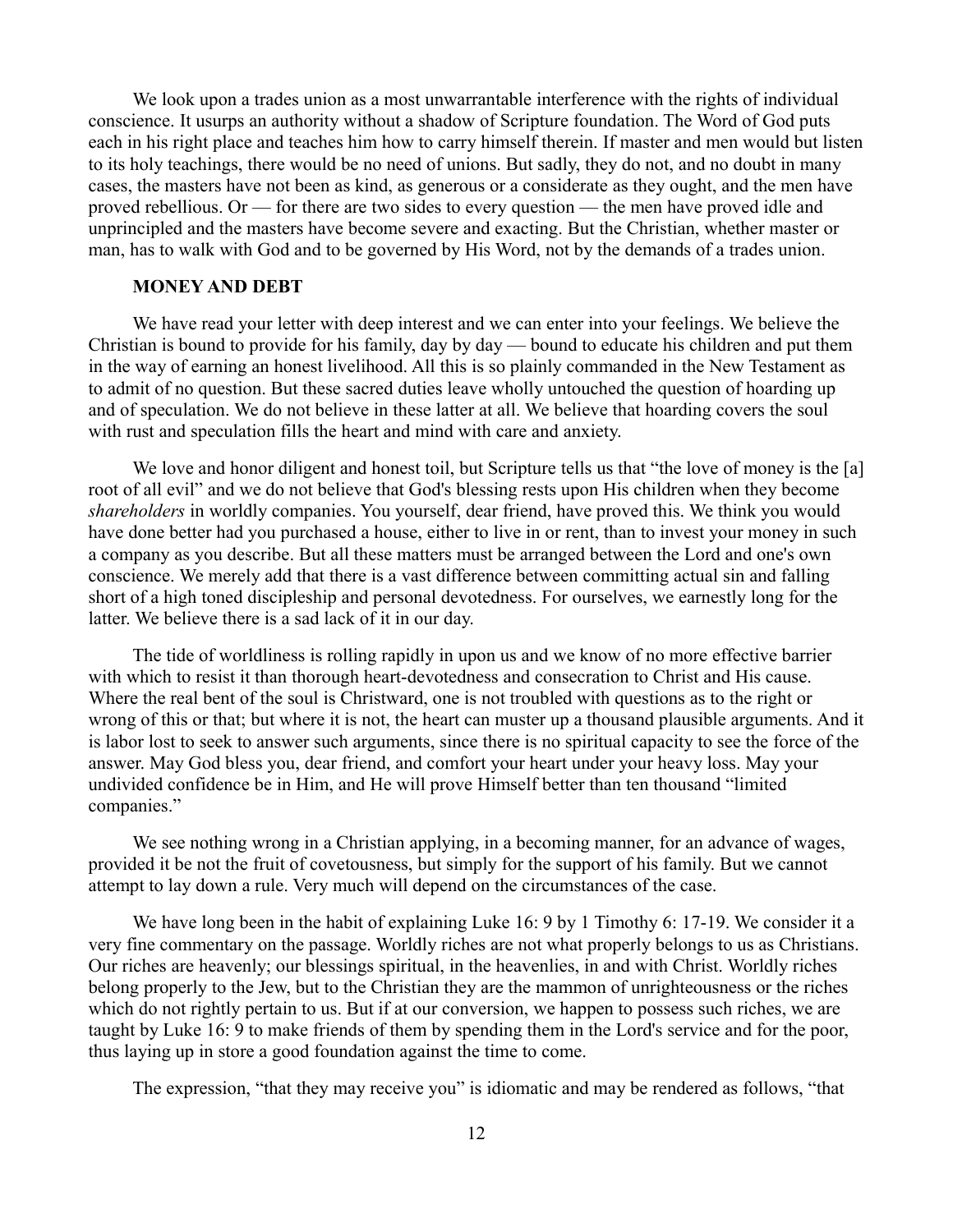We look upon a trades union as a most unwarrantable interference with the rights of individual conscience. It usurps an authority without a shadow of Scripture foundation. The Word of God puts each in his right place and teaches him how to carry himself therein. If master and men would but listen to its holy teachings, there would be no need of unions. But sadly, they do not, and no doubt in many cases, the masters have not been as kind, as generous or a considerate as they ought, and the men have proved rebellious. Or — for there are two sides to every question — the men have proved idle and unprincipled and the masters have become severe and exacting. But the Christian, whether master or man, has to walk with God and to be governed by His Word, not by the demands of a trades union.

**MONEY AND DEBT**

We have read your letter with deep interest and we can enter into your feelings. We believe the Christian is bound to provide for his family, day by day — bound to educate his children and put them in the way of earning an honest livelihood. All this is so plainly commanded in the New Testament as to admit of no question. But these sacred duties leave wholly untouched the question of hoarding up and of speculation. We do not believe in these latter at all. We believe that hoarding covers the soul with rust and speculation fills the heart and mind with care and anxiety.

We love and honor diligent and honest toil, but Scripture tells us that "the love of money is the [a] root of all evil" and we do not believe that God's blessing rests upon His children when they become *shareholders* in worldly companies. You yourself, dear friend, have proved this. We think you would have done better had you purchased a house, either to live in or rent, than to invest your money in such a company as you describe. But all these matters must be arranged between the Lord and one's own conscience. We merely add that there is a vast difference between committing actual sin and falling short of a high toned discipleship and personal devotedness. For ourselves, we earnestly long for the latter. We believe there is a sad lack of it in our day.

The tide of worldliness is rolling rapidly in upon us and we know of no more effective barrier with which to resist it than thorough heart-devotedness and consecration to Christ and His cause. Where the real bent of the soul is Christward, one is not troubled with questions as to the right or wrong of this or that; but where it is not, the heart can muster up a thousand plausible arguments. And it is labor lost to seek to answer such arguments, since there is no spiritual capacity to see the force of the answer. May God bless you, dear friend, and comfort your heart under your heavy loss. May your undivided confidence be in Him, and He will prove Himself better than ten thousand "limited companies."

We see nothing wrong in a Christian applying, in a becoming manner, for an advance of wages, provided it be not the fruit of covetousness, but simply for the support of his family. But we cannot attempt to lay down a rule. Very much will depend on the circumstances of the case.

We have long been in the habit of explaining Luke 16: 9 by 1 Timothy 6: 17-19. We consider it a very fine commentary on the passage. Worldly riches are not what properly belongs to us as Christians. Our riches are heavenly; our blessings spiritual, in the heavenlies, in and with Christ. Worldly riches belong properly to the Jew, but to the Christian they are the mammon of unrighteousness or the riches which do not rightly pertain to us. But if at our conversion, we happen to possess such riches, we are taught by Luke 16: 9 to make friends of them by spending them in the Lord's service and for the poor, thus laying up in store a good foundation against the time to come.

The expression, "that they may receive you" is idiomatic and may be rendered as follows, "that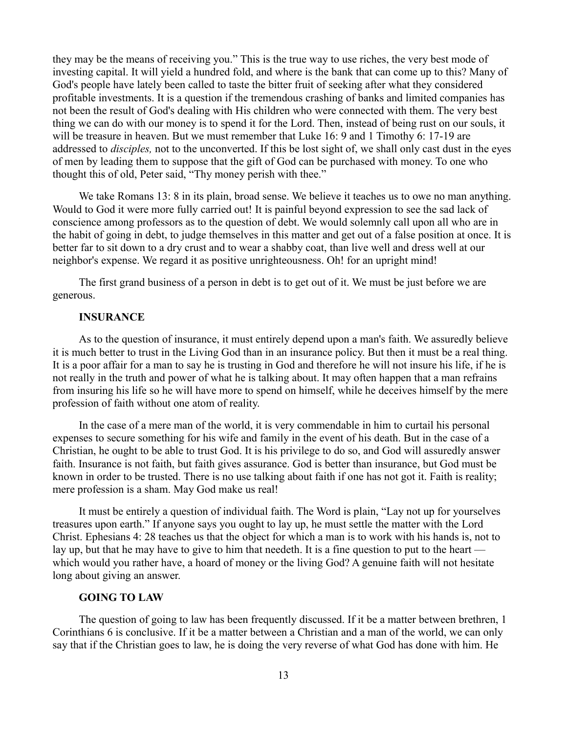they may be the means of receiving you." This is the true way to use riches, the very best mode of investing capital. It will yield a hundred fold, and where is the bank that can come up to this? Many of God's people have lately been called to taste the bitter fruit of seeking after what they considered profitable investments. It is a question if the tremendous crashing of banks and limited companies has not been the result of God's dealing with His children who were connected with them. The very best thing we can do with our money is to spend it for the Lord. Then, instead of being rust on our souls, it will be treasure in heaven. But we must remember that Luke 16: 9 and 1 Timothy 6: 17-19 are addressed to *disciples,* not to the unconverted. If this be lost sight of, we shall only cast dust in the eyes of men by leading them to suppose that the gift of God can be purchased with money. To one who thought this of old, Peter said, "Thy money perish with thee."

We take Romans 13: 8 in its plain, broad sense. We believe it teaches us to owe no man anything. Would to God it were more fully carried out! It is painful beyond expression to see the sad lack of conscience among professors as to the question of debt. We would solemnly call upon all who are in the habit of going in debt, to judge themselves in this matter and get out of a false position at once. It is better far to sit down to a dry crust and to wear a shabby coat, than live well and dress well at our neighbor's expense. We regard it as positive unrighteousness. Oh! for an upright mind!

The first grand business of a person in debt is to get out of it. We must be just before we are generous.

### INSURANCE

As to the question of insurance, it must entirely depend upon a man's faith. We assuredly believe it is much better to trust in the Living God than in an insurance policy. But then it must be a real thing. It is a poor affair for a man to say he is trusting in God and therefore he will not insure his life, if he is not really in the truth and power of what he is talking about. It may often happen that a man refrains from insuring his life so he will have more to spend on himself, while he deceives himself by the mere profession of faith without one atom of reality.

In the case of a mere man of the world, it is very commendable in him to curtail his personal expenses to secure something for his wife and family in the event of his death. But in the case of a Christian, he ought to be able to trust God. It is his privilege to do so, and God will assuredly answer faith. Insurance is not faith, but faith gives assurance. God is better than insurance, but God must be known in order to be trusted. There is no use talking about faith if one has not got it. Faith is reality; mere profession is a sham. May God make us real!

It must be entirely a question of individual faith. The Word is plain, "Lay not up for yourselves treasures upon earth." If anyone says you ought to lay up, he must settle the matter with the Lord Christ. Ephesians 4: 28 teaches us that the object for which a man is to work with his hands is, not to lay up, but that he may have to give to him that needeth. It is a fine question to put to the heart — which would you rather have, a hoard of money or the living God? A genuine faith will not hesitate long about giving an answer.

### GOING TO LAW

The question of going to law has been frequently discussed. If it be a matter between brethren, 1 Corinthians 6 is conclusive. If it be a matter between a Christian and a man of the world, we can only say that if the Christian goes to law, he is doing the very reverse of what God has done with him. He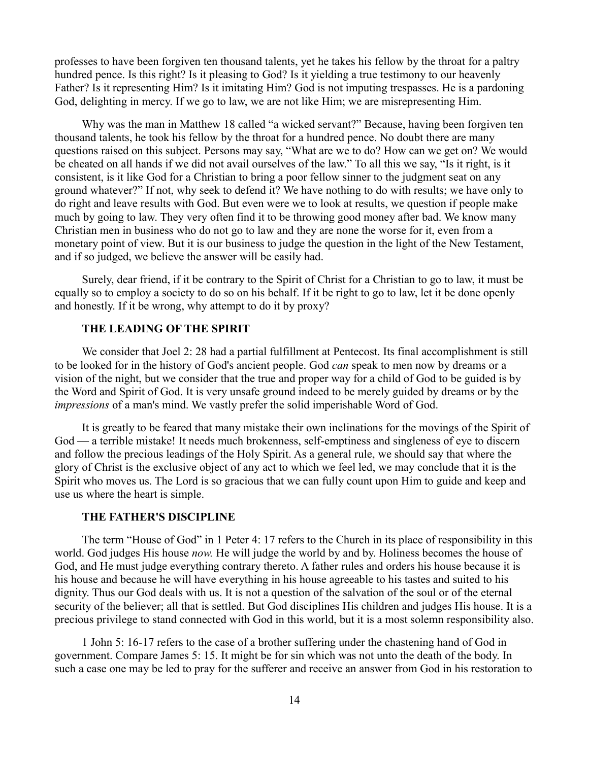professes to have been forgiven ten thousand talents, yet he takes his fellow by the throat for a paltry hundred pence. Is this right? Is it pleasing to God? Is it yielding a true testimony to our heavenly Father? Is it representing Him? Is it imitating Him? God is not imputing trespasses. He is a pardoning God, delighting in mercy. If we go to law, we are not like Him; we are misrepresenting Him.

Why was the man in Matthew 18 called "a wicked servant?" Because, having been forgiven ten thousand talents, he took his fellow by the throat for a hundred pence. No doubt there are many questions raised on this subject. Persons may say, "What are we to do? How can we get on? We would be cheated on all hands if we did not avail ourselves of the law." To all this we say, "Is it right, is it consistent, is it like God for a Christian to bring a poor fellow sinner to the judgment seat on any ground whatever?" If not, why seek to defend it? We have nothing to do with results; we have only to do right and leave results with God. But even were we to look at results, we question if people make much by going to law. They very often find it to be throwing good money after bad. We know many Christian men in business who do not go to law and they are none the worse for it, even from a monetary point of view. But it is our business to judge the question in the light of the New Testament, and if so judged, we believe the answer will be easily had.

Surely, dear friend, if it be contrary to the Spirit of Christ for a Christian to go to law, it must be equally so to employ a society to do so on his behalf. If it be right to go to law, let it be done openly and honestly. If it be wrong, why attempt to do it by proxy?

### THE LEADING OF THE SPIRIT

We consider that Joel 2: 28 had a partial fulfillment at Pentecost. Its final accomplishment is still to be looked for in the history of God's ancient people. God *can* speak to men now by dreams or a vision of the night, but we consider that the true and proper way for a child of God to be guided is by the Word and Spirit of God. It is very unsafe ground indeed to be merely guided by dreams or by the *impressions* of a man's mind. We vastly prefer the solid imperishable Word of God.

It is greatly to be feared that many mistake their own inclinations for the movings of the Spirit of God — a terrible mistake! It needs much brokenness, self-emptiness and singleness of eye to discern and follow the precious leadings of the Holy Spirit. As a general rule, we should say that where the glory of Christ is the exclusive object of any act to which we feel led, we may conclude that it is the Spirit who moves us. The Lord is so gracious that we can fully count upon Him to guide and keep and use us where the heart is simple.

### THE FATHER'S DISCIPLINE

The term "House of God" in 1 Peter 4: 17 refers to the Church in its place of responsibility in this world. God judges His house *now.* He will judge the world by and by. Holiness becomes the house of God, and He must judge everything contrary thereto. A father rules and orders his house because it is his house and because he will have everything in his house agreeable to his tastes and suited to his dignity. Thus our God deals with us. It is not a question of the salvation of the soul or of the eternal security of the believer; all that is settled. But God disciplines His children and judges His house. It is a precious privilege to stand connected with God in this world, but it is a most solemn responsibility also.

1 John 5: 16-17 refers to the case of a brother suffering under the chastening hand of God in government. Compare James 5: 15. It might be for sin which was not unto the death of the body. In such a case one may be led to pray for the sufferer and receive an answer from God in his restoration to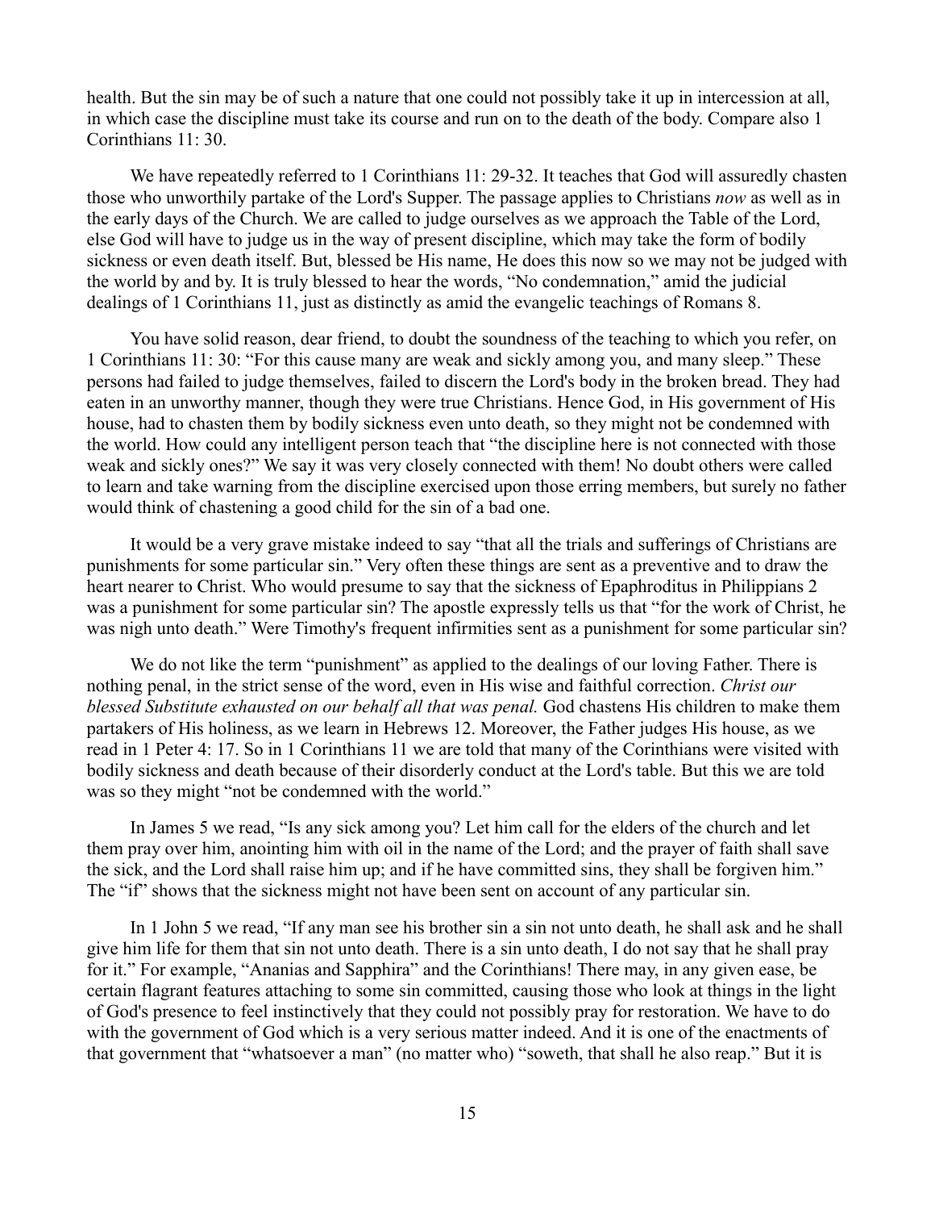health. But the sin may be of such a nature that one could not possibly take it up in intercession at all, in which case the discipline must take its course and run on to the death of the body. Compare also 1 Corinthians 11: 30.

We have repeatedly referred to 1 Corinthians 11: 29-32. It teaches that God will assuredly chasten those who unworthily partake of the Lord's Supper. The passage applies to Christians *now* as well as in the early days of the Church. We are called to judge ourselves as we approach the Table of the Lord, else God will have to judge us in the way of present discipline, which may take the form of bodily sickness or even death itself. But, blessed be His name, He does this now so we may not be judged with the world by and by. It is truly blessed to hear the words, "No condemnation," amid the judicial dealings of 1 Corinthians 11, just as distinctly as amid the evangelic teachings of Romans 8.

You have solid reason, dear friend, to doubt the soundness of the teaching to which you refer, on 1 Corinthians 11: 30: "For this cause many are weak and sickly among you, and many sleep." These persons had failed to judge themselves, failed to discern the Lord's body in the broken bread. They had eaten in an unworthy manner, though they were true Christians. Hence God, in His government of His house, had to chasten them by bodily sickness even unto death, so they might not be condemned with the world. How could any intelligent person teach that "the discipline here is not connected with those weak and sickly ones?" We say it was very closely connected with them! No doubt others were called to learn and take warning from the discipline exercised upon those erring members, but surely no father would think of chastening a good child for the sin of a bad one.

It would be a very grave mistake indeed to say "that all the trials and sufferings of Christians are punishments for some particular sin." Very often these things are sent as a preventive and to draw the heart nearer to Christ. Who would presume to say that the sickness of Epaphroditus in Philippians 2 was a punishment for some particular sin? The apostle expressly tells us that "for the work of Christ, he was nigh unto death." Were Timothy's frequent infirmities sent as a punishment for some particular sin?

We do not like the term "punishment" as applied to the dealings of our loving Father. There is nothing penal, in the strict sense of the word, even in His wise and faithful correction. *Christ our blessed Substitute exhausted on our behalf all that was penal.* God chastens His children to make them partakers of His holiness, as we learn in Hebrews 12. Moreover, the Father judges His house, as we read in 1 Peter 4: 17. So in 1 Corinthians 11 we are told that many of the Corinthians were visited with bodily sickness and death because of their disorderly conduct at the Lord's table. But this we are told was so they might "not be condemned with the world."

In James 5 we read, "Is any sick among you? Let him call for the elders of the church and let them pray over him, anointing him with oil in the name of the Lord; and the prayer of faith shall save the sick, and the Lord shall raise him up; and if he have committed sins, they shall be forgiven him." The "if" shows that the sickness might not have been sent on account of any particular sin.

In 1 John 5 we read, "If any man see his brother sin a sin not unto death, he shall ask and he shall give him life for them that sin not unto death. There is a sin unto death, I do not say that he shall pray for it." For example, "Ananias and Sapphira" and the Corinthians! There may, in any given ease, be certain flagrant features attaching to some sin committed, causing those who look at things in the light of God's presence to feel instinctively that they could not possibly pray for restoration. We have to do with the government of God which is a very serious matter indeed. And it is one of the enactments of that government that "whatsoever a man" (no matter who) "soweth, that shall he also reap." But it is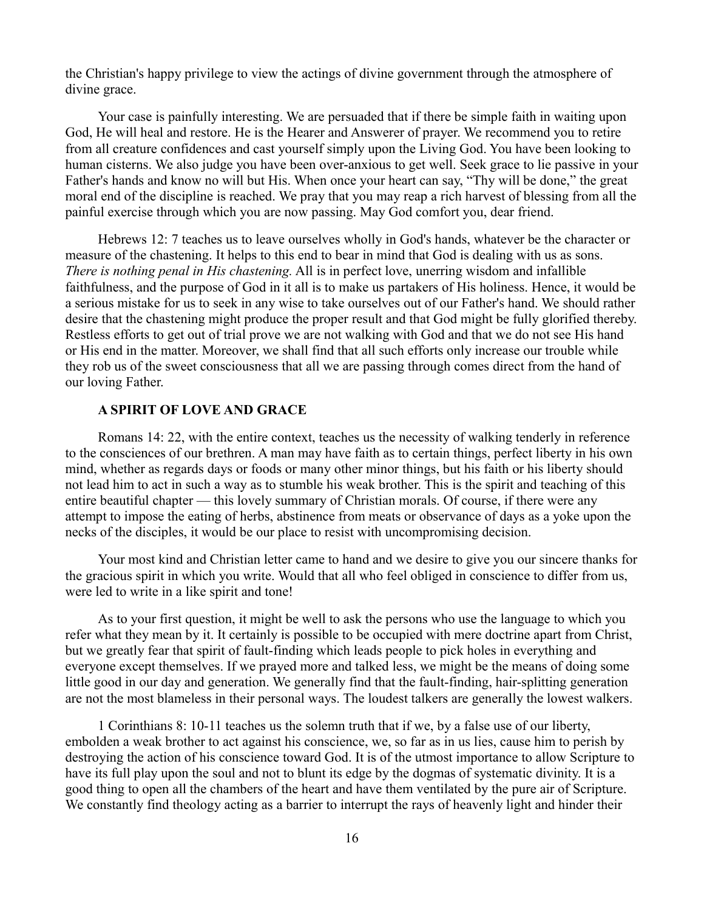the Christian's happy privilege to view the actings of divine government through the atmosphere of divine grace.

Your case is painfully interesting. We are persuaded that if there be simple faith in waiting upon God, He will heal and restore. He is the Hearer and Answerer of prayer. We recommend you to retire from all creature confidences and cast yourself simply upon the Living God. You have been looking to human cisterns. We also judge you have been over-anxious to get well. Seek grace to lie passive in your Father's hands and know no will but His. When once your heart can say, "Thy will be done," the great moral end of the discipline is reached. We pray that you may reap a rich harvest of blessing from all the painful exercise through which you are now passing. May God comfort you, dear friend.

Hebrews 12: 7 teaches us to leave ourselves wholly in God's hands, whatever be the character or measure of the chastening. It helps to this end to bear in mind that God is dealing with us as sons. *There is nothing penal in His chastening.* All is in perfect love, unerring wisdom and infallible faithfulness, and the purpose of God in it all is to make us partakers of His holiness. Hence, it would be a serious mistake for us to seek in any wise to take ourselves out of our Father's hand. We should rather desire that the chastening might produce the proper result and that God might be fully glorified thereby. Restless efforts to get out of trial prove we are not walking with God and that we do not see His hand or His end in the matter. Moreover, we shall find that all such efforts only increase our trouble while they rob us of the sweet consciousness that all we are passing through comes direct from the hand of our loving Father.

### A SPIRIT OF LOVE AND GRACE

Romans 14: 22, with the entire context, teaches us the necessity of walking tenderly in reference to the consciences of our brethren. A man may have faith as to certain things, perfect liberty in his own mind, whether as regards days or foods or many other minor things, but his faith or his liberty should not lead him to act in such a way as to stumble his weak brother. This is the spirit and teaching of this entire beautiful chapter — this lovely summary of Christian morals. Of course, if there were any attempt to impose the eating of herbs, abstinence from meats or observance of days as a yoke upon the necks of the disciples, it would be our place to resist with uncompromising decision.

Your most kind and Christian letter came to hand and we desire to give you our sincere thanks for the gracious spirit in which you write. Would that all who feel obliged in conscience to differ from us, were led to write in a like spirit and tone!

As to your first question, it might be well to ask the persons who use the language to which you refer what they mean by it. It certainly is possible to be occupied with mere doctrine apart from Christ, but we greatly fear that spirit of fault-finding which leads people to pick holes in everything and everyone except themselves. If we prayed more and talked less, we might be the means of doing some little good in our day and generation. We generally find that the fault-finding, hair-splitting generation are not the most blameless in their personal ways. The loudest talkers are generally the lowest walkers.

1 Corinthians 8: 10-11 teaches us the solemn truth that if we, by a false use of our liberty, embolden a weak brother to act against his conscience, we, so far as in us lies, cause him to perish by destroying the action of his conscience toward God. It is of the utmost importance to allow Scripture to have its full play upon the soul and not to blunt its edge by the dogmas of systematic divinity. It is a good thing to open all the chambers of the heart and have them ventilated by the pure air of Scripture. We constantly find theology acting as a barrier to interrupt the rays of heavenly light and hinder their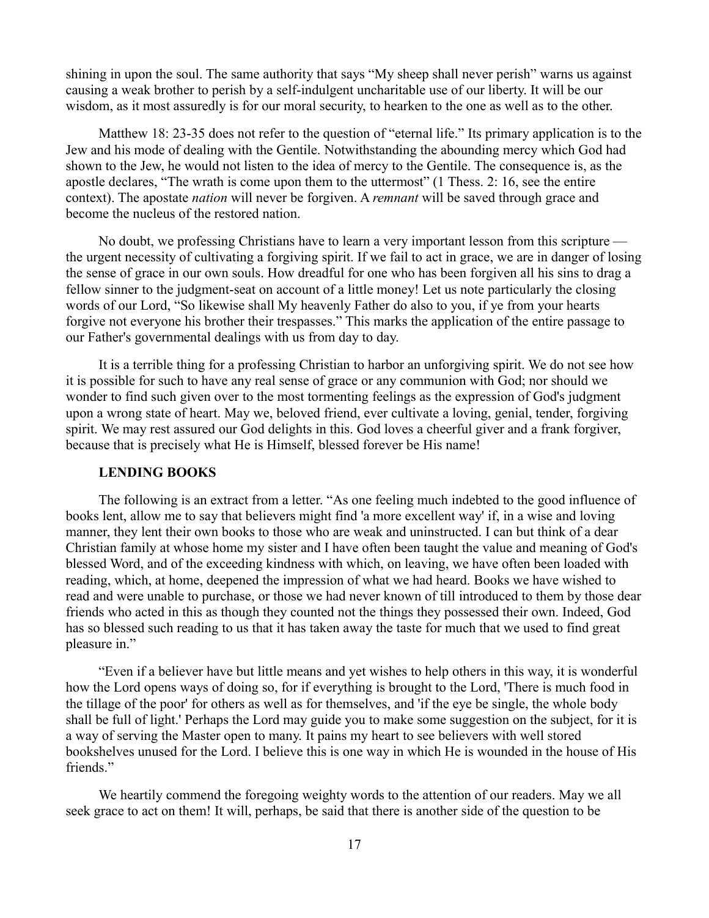shining in upon the soul. The same authority that says "My sheep shall never perish" warns us against causing a weak brother to perish by a self-indulgent uncharitable use of our liberty. It will be our wisdom, as it most assuredly is for our moral security, to hearken to the one as well as to the other.

Matthew 18: 23-35 does not refer to the question of "eternal life." Its primary application is to the Jew and his mode of dealing with the Gentile. Notwithstanding the abounding mercy which God had shown to the Jew, he would not listen to the idea of mercy to the Gentile. The consequence is, as the apostle declares, "The wrath is come upon them to the uttermost" (1 Thess. 2: 16, see the entire context). The apostate *nation* will never be forgiven. A *remnant* will be saved through grace and become the nucleus of the restored nation.

No doubt, we professing Christians have to learn a very important lesson from this scripture — the urgent necessity of cultivating a forgiving spirit. If we fail to act in grace, we are in danger of losing the sense of grace in our own souls. How dreadful for one who has been forgiven all his sins to drag a fellow sinner to the judgment-seat on account of a little money! Let us note particularly the closing words of our Lord, "So likewise shall My heavenly Father do also to you, if ye from your hearts forgive not everyone his brother their trespasses." This marks the application of the entire passage to our Father's governmental dealings with us from day to day.

It is a terrible thing for a professing Christian to harbor an unforgiving spirit. We do not see how it is possible for such to have any real sense of grace or any communion with God; nor should we wonder to find such given over to the most tormenting feelings as the expression of God's judgment upon a wrong state of heart. May we, beloved friend, ever cultivate a loving, genial, tender, forgiving spirit. We may rest assured our God delights in this. God loves a cheerful giver and a frank forgiver, because that is precisely what He is Himself, blessed forever be His name!

**LENDING BOOKS**

The following is an extract from a letter. "As one feeling much indebted to the good influence of books lent, allow me to say that believers might find 'a more excellent way' if, in a wise and loving manner, they lent their own books to those who are weak and uninstructed. I can but think of a dear Christian family at whose home my sister and I have often been taught the value and meaning of God's blessed Word, and of the exceeding kindness with which, on leaving, we have often been loaded with reading, which, at home, deepened the impression of what we had heard. Books we have wished to read and were unable to purchase, or those we had never known of till introduced to them by those dear friends who acted in this as though they counted not the things they possessed their own. Indeed, God has so blessed such reading to us that it has taken away the taste for much that we used to find great pleasure in."

"Even if a believer have but little means and yet wishes to help others in this way, it is wonderful how the Lord opens ways of doing so, for if everything is brought to the Lord, 'There is much food in the tillage of the poor' for others as well as for themselves, and 'if the eye be single, the whole body shall be full of light.' Perhaps the Lord may guide you to make some suggestion on the subject, for it is a way of serving the Master open to many. It pains my heart to see believers with well stored bookshelves unused for the Lord. I believe this is one way in which He is wounded in the house of His friends."

We heartily commend the foregoing weighty words to the attention of our readers. May we all seek grace to act on them! It will, perhaps, be said that there is another side of the question to be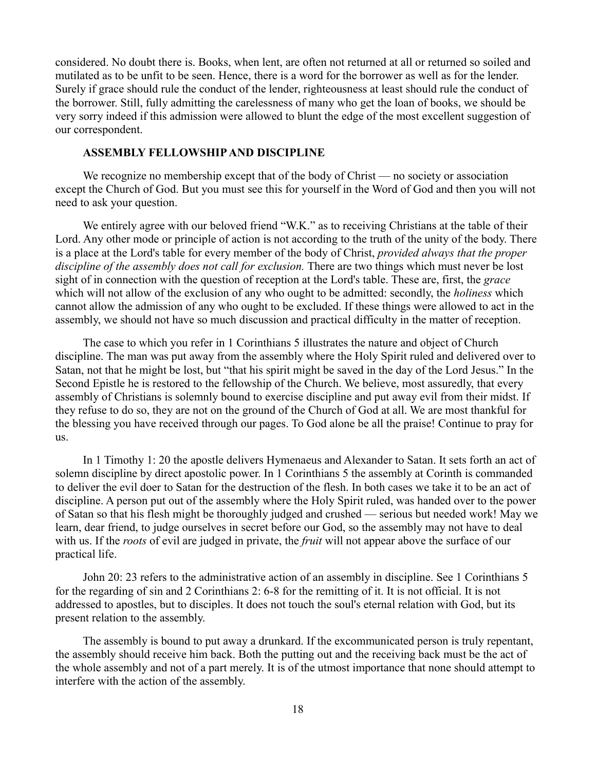considered. No doubt there is. Books, when lent, are often not returned at all or returned so soiled and mutilated as to be unfit to be seen. Hence, there is a word for the borrower as well as for the lender. Surely if grace should rule the conduct of the lender, righteousness at least should rule the conduct of the borrower. Still, fully admitting the carelessness of many who get the loan of books, we should be very sorry indeed if this admission were allowed to blunt the edge of the most excellent suggestion of our correspondent.

### ASSEMBLY FELLOWSHIP AND DISCIPLINE

We recognize no membership except that of the body of Christ — no society or association except the Church of God. But you must see this for yourself in the Word of God and then you will not need to ask your question.

We entirely agree with our beloved friend "W.K." as to receiving Christians at the table of their Lord. Any other mode or principle of action is not according to the truth of the unity of the body. There is a place at the Lord's table for every member of the body of Christ, *provided always that the proper discipline of the assembly does not call for exclusion.* There are two things which must never be lost sight of in connection with the question of reception at the Lord's table. These are, first, the *grace* which will not allow of the exclusion of any who ought to be admitted: secondly, the *holiness* which cannot allow the admission of any who ought to be excluded. If these things were allowed to act in the assembly, we should not have so much discussion and practical difficulty in the matter of reception.

The case to which you refer in 1 Corinthians 5 illustrates the nature and object of Church discipline. The man was put away from the assembly where the Holy Spirit ruled and delivered over to Satan, not that he might be lost, but "that his spirit might be saved in the day of the Lord Jesus." In the Second Epistle he is restored to the fellowship of the Church. We believe, most assuredly, that every assembly of Christians is solemnly bound to exercise discipline and put away evil from their midst. If they refuse to do so, they are not on the ground of the Church of God at all. We are most thankful for the blessing you have received through our pages. To God alone be all the praise! Continue to pray for us.

In 1 Timothy 1: 20 the apostle delivers Hymenaeus and Alexander to Satan. It sets forth an act of solemn discipline by direct apostolic power. In 1 Corinthians 5 the assembly at Corinth is commanded to deliver the evil doer to Satan for the destruction of the flesh. In both cases we take it to be an act of discipline. A person put out of the assembly where the Holy Spirit ruled, was handed over to the power of Satan so that his flesh might be thoroughly judged and crushed — serious but needed work! May we learn, dear friend, to judge ourselves in secret before our God, so the assembly may not have to deal with us. If the *roots* of evil are judged in private, the *fruit* will not appear above the surface of our practical life.

John 20: 23 refers to the administrative action of an assembly in discipline. See 1 Corinthians 5 for the regarding of sin and 2 Corinthians 2: 6-8 for the remitting of it. It is not official. It is not addressed to apostles, but to disciples. It does not touch the soul's eternal relation with God, but its present relation to the assembly.

The assembly is bound to put away a drunkard. If the excommunicated person is truly repentant, the assembly should receive him back. Both the putting out and the receiving back must be the act of the whole assembly and not of a part merely. It is of the utmost importance that none should attempt to interfere with the action of the assembly.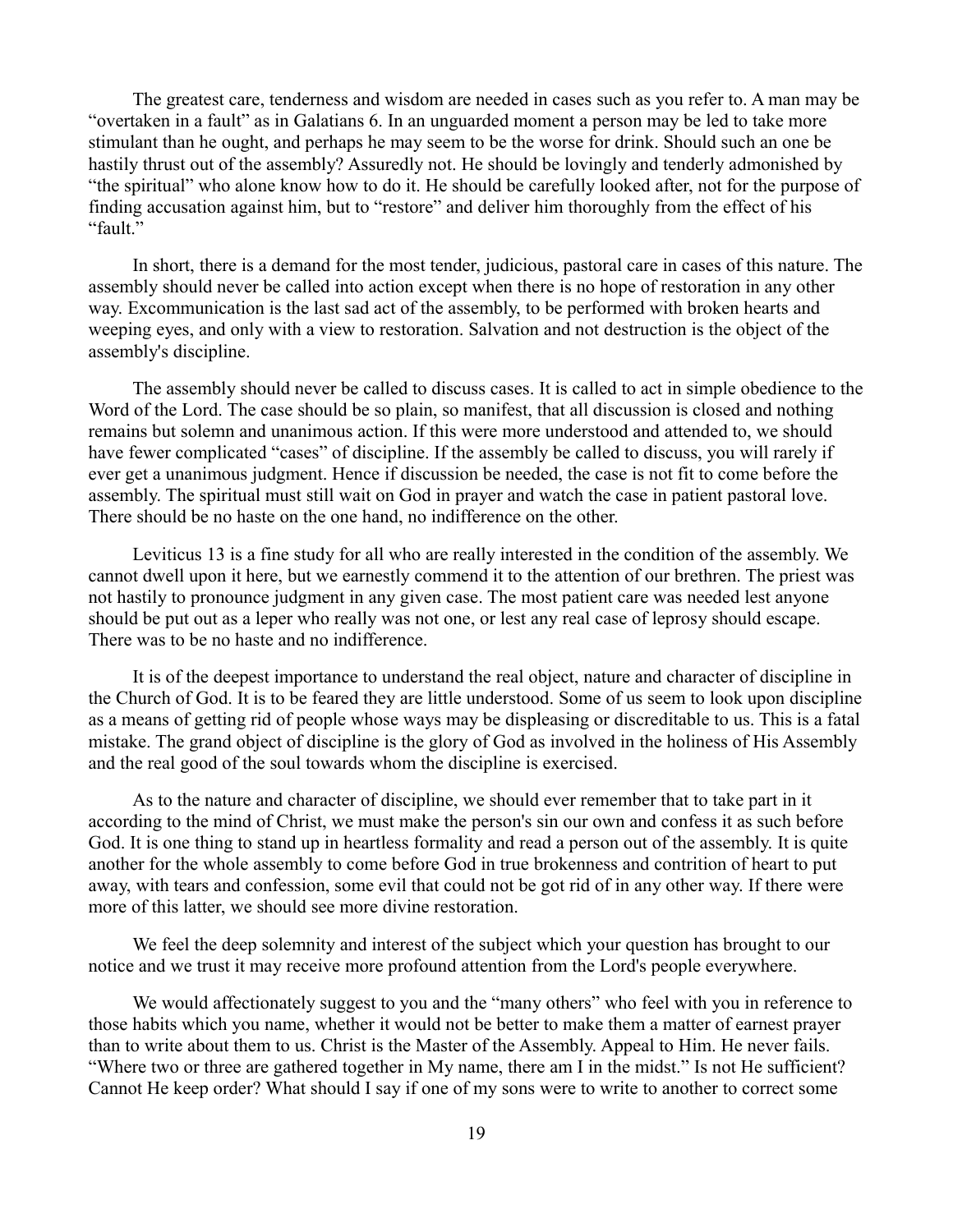The greatest care, tenderness and wisdom are needed in cases such as you refer to. A man may be "overtaken in a fault" as in Galatians 6. In an unguarded moment a person may be led to take more stimulant than he ought, and perhaps he may seem to be the worse for drink. Should such an one be hastily thrust out of the assembly? Assuredly not. He should be lovingly and tenderly admonished by "the spiritual" who alone know how to do it. He should be carefully looked after, not for the purpose of finding accusation against him, but to "restore" and deliver him thoroughly from the effect of his "fault."

In short, there is a demand for the most tender, judicious, pastoral care in cases of this nature. The assembly should never be called into action except when there is no hope of restoration in any other way. Excommunication is the last sad act of the assembly, to be performed with broken hearts and weeping eyes, and only with a view to restoration. Salvation and not destruction is the object of the assembly's discipline.

The assembly should never be called to discuss cases. It is called to act in simple obedience to the Word of the Lord. The case should be so plain, so manifest, that all discussion is closed and nothing remains but solemn and unanimous action. If this were more understood and attended to, we should have fewer complicated "cases" of discipline. If the assembly be called to discuss, you will rarely if ever get a unanimous judgment. Hence if discussion be needed, the case is not fit to come before the assembly. The spiritual must still wait on God in prayer and watch the case in patient pastoral love. There should be no haste on the one hand, no indifference on the other.

Leviticus 13 is a fine study for all who are really interested in the condition of the assembly. We cannot dwell upon it here, but we earnestly commend it to the attention of our brethren. The priest was not hastily to pronounce judgment in any given case. The most patient care was needed lest anyone should be put out as a leper who really was not one, or lest any real case of leprosy should escape. There was to be no haste and no indifference.

It is of the deepest importance to understand the real object, nature and character of discipline in the Church of God. It is to be feared they are little understood. Some of us seem to look upon discipline as a means of getting rid of people whose ways may be displeasing or discreditable to us. This is a fatal mistake. The grand object of discipline is the glory of God as involved in the holiness of His Assembly and the real good of the soul towards whom the discipline is exercised.

As to the nature and character of discipline, we should ever remember that to take part in it according to the mind of Christ, we must make the person's sin our own and confess it as such before God. It is one thing to stand up in heartless formality and read a person out of the assembly. It is quite another for the whole assembly to come before God in true brokenness and contrition of heart to put away, with tears and confession, some evil that could not be got rid of in any other way. If there were more of this latter, we should see more divine restoration.

We feel the deep solemnity and interest of the subject which your question has brought to our notice and we trust it may receive more profound attention from the Lord's people everywhere.

We would affectionately suggest to you and the "many others" who feel with you in reference to those habits which you name, whether it would not be better to make them a matter of earnest prayer than to write about them to us. Christ is the Master of the Assembly. Appeal to Him. He never fails. "Where two or three are gathered together in My name, there am I in the midst." Is not He sufficient? Cannot He keep order? What should I say if one of my sons were to write to another to correct some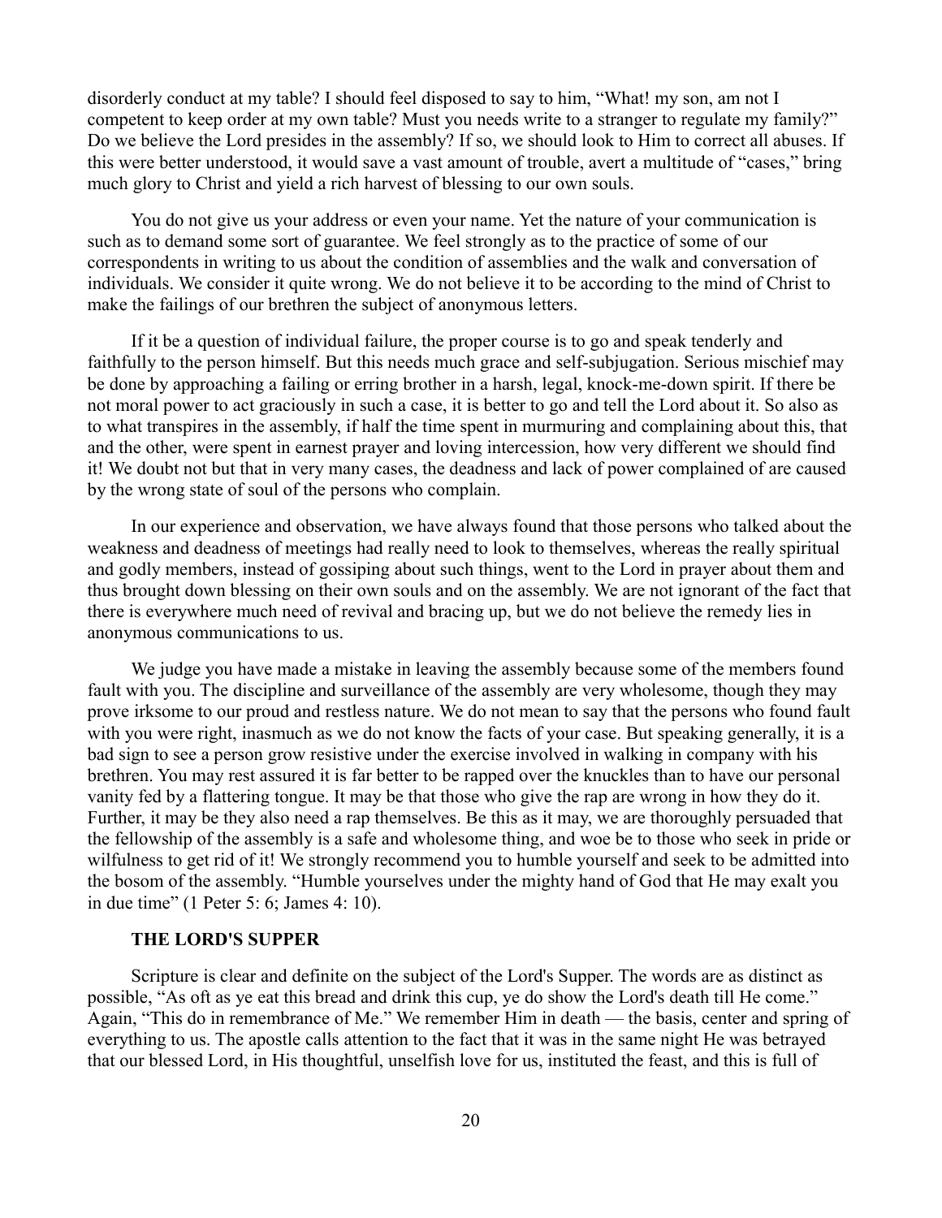disorderly conduct at my table? I should feel disposed to say to him, "What! my son, am not I competent to keep order at my own table? Must you needs write to a stranger to regulate my family?" Do we believe the Lord presides in the assembly? If so, we should look to Him to correct all abuses. If this were better understood, it would save a vast amount of trouble, avert a multitude of "cases," bring much glory to Christ and yield a rich harvest of blessing to our own souls.

You do not give us your address or even your name. Yet the nature of your communication is such as to demand some sort of guarantee. We feel strongly as to the practice of some of our correspondents in writing to us about the condition of assemblies and the walk and conversation of individuals. We consider it quite wrong. We do not believe it to be according to the mind of Christ to make the failings of our brethren the subject of anonymous letters.

If it be a question of individual failure, the proper course is to go and speak tenderly and faithfully to the person himself. But this needs much grace and self-subjugation. Serious mischief may be done by approaching a failing or erring brother in a harsh, legal, knock-me-down spirit. If there be not moral power to act graciously in such a case, it is better to go and tell the Lord about it. So also as to what transpires in the assembly, if half the time spent in murmuring and complaining about this, that and the other, were spent in earnest prayer and loving intercession, how very different we should find it! We doubt not but that in very many cases, the deadness and lack of power complained of are caused by the wrong state of soul of the persons who complain.

In our experience and observation, we have always found that those persons who talked about the weakness and deadness of meetings had really need to look to themselves, whereas the really spiritual and godly members, instead of gossiping about such things, went to the Lord in prayer about them and thus brought down blessing on their own souls and on the assembly. We are not ignorant of the fact that there is everywhere much need of revival and bracing up, but we do not believe the remedy lies in anonymous communications to us.

We judge you have made a mistake in leaving the assembly because some of the members found fault with you. The discipline and surveillance of the assembly are very wholesome, though they may prove irksome to our proud and restless nature. We do not mean to say that the persons who found fault with you were right, inasmuch as we do not know the facts of your case. But speaking generally, it is a bad sign to see a person grow resistive under the exercise involved in walking in company with his brethren. You may rest assured it is far better to be rapped over the knuckles than to have our personal vanity fed by a flattering tongue. It may be that those who give the rap are wrong in how they do it. Further, it may be they also need a rap themselves. Be this as it may, we are thoroughly persuaded that the fellowship of the assembly is a safe and wholesome thing, and woe be to those who seek in pride or wilfulness to get rid of it! We strongly recommend you to humble yourself and seek to be admitted into the bosom of the assembly. "Humble yourselves under the mighty hand of God that He may exalt you in due time" (1 Peter 5: 6; James 4: 10).

## THE LORD'S SUPPER

Scripture is clear and definite on the subject of the Lord's Supper. The words are as distinct as possible, "As oft as ye eat this bread and drink this cup, ye do show the Lord's death till He come." Again, "This do in remembrance of Me." We remember Him in death — the basis, center and spring of everything to us. The apostle calls attention to the fact that it was in the same night He was betrayed that our blessed Lord, in His thoughtful, unselfish love for us, instituted the feast, and this is full of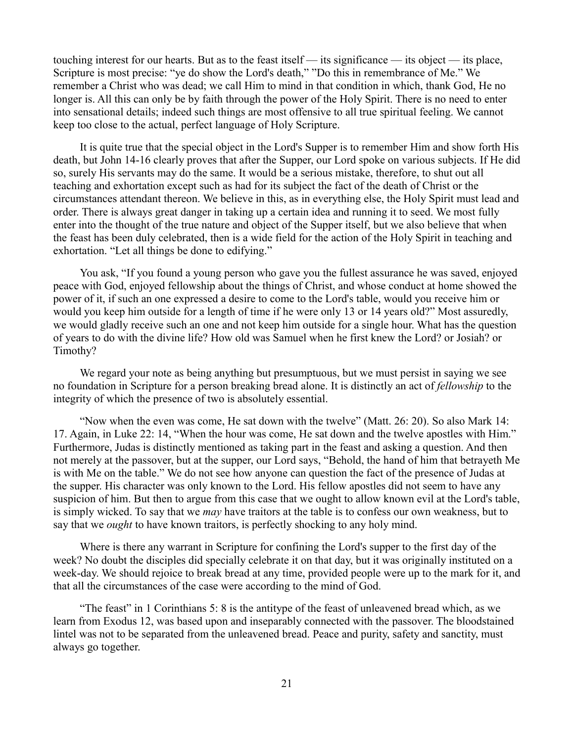touching interest for our hearts. But as to the feast itself — its significance — its object — its place, Scripture is most precise: "ye do show the Lord's death," "Do this in remembrance of Me." We remember a Christ who was dead; we call Him to mind in that condition in which, thank God, He no longer is. All this can only be by faith through the power of the Holy Spirit. There is no need to enter into sensational details; indeed such things are most offensive to all true spiritual feeling. We cannot keep too close to the actual, perfect language of Holy Scripture.

It is quite true that the special object in the Lord's Supper is to remember Him and show forth His death, but John 14-16 clearly proves that after the Supper, our Lord spoke on various subjects. If He did so, surely His servants may do the same. It would be a serious mistake, therefore, to shut out all teaching and exhortation except such as had for its subject the fact of the death of Christ or the circumstances attendant thereon. We believe in this, as in everything else, the Holy Spirit must lead and order. There is always great danger in taking up a certain idea and running it to seed. We most fully enter into the thought of the true nature and object of the Supper itself, but we also believe that when the feast has been duly celebrated, then is a wide field for the action of the Holy Spirit in teaching and exhortation. "Let all things be done to edifying."

You ask, "If you found a young person who gave you the fullest assurance he was saved, enjoyed peace with God, enjoyed fellowship about the things of Christ, and whose conduct at home showed the power of it, if such an one expressed a desire to come to the Lord's table, would you receive him or would you keep him outside for a length of time if he were only 13 or 14 years old?" Most assuredly, we would gladly receive such an one and not keep him outside for a single hour. What has the question of years to do with the divine life? How old was Samuel when he first knew the Lord? or Josiah? or Timothy?

We regard your note as being anything but presumptuous, but we must persist in saying we see no foundation in Scripture for a person breaking bread alone. It is distinctly an act of *fellowship* to the integrity of which the presence of two is absolutely essential.

"Now when the even was come, He sat down with the twelve" (Matt. 26: 20). So also Mark 14: 17. Again, in Luke 22: 14, "When the hour was come, He sat down and the twelve apostles with Him." Furthermore, Judas is distinctly mentioned as taking part in the feast and asking a question. And then not merely at the passover, but at the supper, our Lord says, "Behold, the hand of him that betrayeth Me is with Me on the table." We do not see how anyone can question the fact of the presence of Judas at the supper. His character was only known to the Lord. His fellow apostles did not seem to have any suspicion of him. But then to argue from this case that we ought to allow known evil at the Lord's table, is simply wicked. To say that we *may* have traitors at the table is to confess our own weakness, but to say that we *ought* to have known traitors, is perfectly shocking to any holy mind.

Where is there any warrant in Scripture for confining the Lord's supper to the first day of the week? No doubt the disciples did specially celebrate it on that day, but it was originally instituted on a week-day. We should rejoice to break bread at any time, provided people were up to the mark for it, and that all the circumstances of the case were according to the mind of God.

"The feast" in 1 Corinthians 5: 8 is the antitype of the feast of unleavened bread which, as we learn from Exodus 12, was based upon and inseparably connected with the passover. The bloodstained lintel was not to be separated from the unleavened bread. Peace and purity, safety and sanctity, must always go together.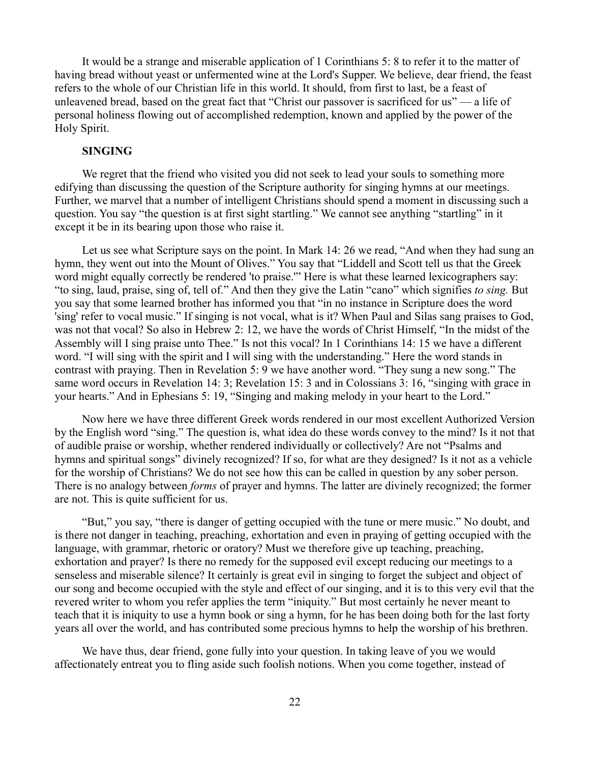It would be a strange and miserable application of 1 Corinthians 5: 8 to refer it to the matter of having bread without yeast or unfermented wine at the Lord's Supper. We believe, dear friend, the feast refers to the whole of our Christian life in this world. It should, from first to last, be a feast of unleavened bread, based on the great fact that "Christ our passover is sacrificed for us" — a life of personal holiness flowing out of accomplished redemption, known and applied by the power of the Holy Spirit.

## SINGING

We regret that the friend who visited you did not seek to lead your souls to something more edifying than discussing the question of the Scripture authority for singing hymns at our meetings. Further, we marvel that a number of intelligent Christians should spend a moment in discussing such a question. You say "the question is at first sight startling." We cannot see anything "startling" in it except it be in its bearing upon those who raise it.

Let us see what Scripture says on the point. In Mark 14: 26 we read, "And when they had sung an hymn, they went out into the Mount of Olives." You say that "Liddell and Scott tell us that the Greek word might equally correctly be rendered 'to praise.'" Here is what these learned lexicographers say: "to sing, laud, praise, sing of, tell of." And then they give the Latin "cano" which signifies *to sing.* But you say that some learned brother has informed you that "in no instance in Scripture does the word 'sing' refer to vocal music." If singing is not vocal, what is it? When Paul and Silas sang praises to God, was not that vocal? So also in Hebrew 2: 12, we have the words of Christ Himself, "In the midst of the Assembly will I sing praise unto Thee." Is not this vocal? In 1 Corinthians 14: 15 we have a different word. "I will sing with the spirit and I will sing with the understanding." Here the word stands in contrast with praying. Then in Revelation 5: 9 we have another word. "They sung a new song." The same word occurs in Revelation 14: 3; Revelation 15: 3 and in Colossians 3: 16, "singing with grace in your hearts." And in Ephesians 5: 19, "Singing and making melody in your heart to the Lord."

Now here we have three different Greek words rendered in our most excellent Authorized Version by the English word "sing." The question is, what idea do these words convey to the mind? Is it not that of audible praise or worship, whether rendered individually or collectively? Are not "Psalms and hymns and spiritual songs" divinely recognized? If so, for what are they designed? Is it not as a vehicle for the worship of Christians? We do not see how this can be called in question by any sober person. There is no analogy between *forms* of prayer and hymns. The latter are divinely recognized; the former are not. This is quite sufficient for us.

"But," you say, "there is danger of getting occupied with the tune or mere music." No doubt, and is there not danger in teaching, preaching, exhortation and even in praying of getting occupied with the language, with grammar, rhetoric or oratory? Must we therefore give up teaching, preaching, exhortation and prayer? Is there no remedy for the supposed evil except reducing our meetings to a senseless and miserable silence? It certainly is great evil in singing to forget the subject and object of our song and become occupied with the style and effect of our singing, and it is to this very evil that the revered writer to whom you refer applies the term "iniquity." But most certainly he never meant to teach that it is iniquity to use a hymn book or sing a hymn, for he has been doing both for the last forty years all over the world, and has contributed some precious hymns to help the worship of his brethren.

We have thus, dear friend, gone fully into your question. In taking leave of you we would affectionately entreat you to fling aside such foolish notions. When you come together, instead of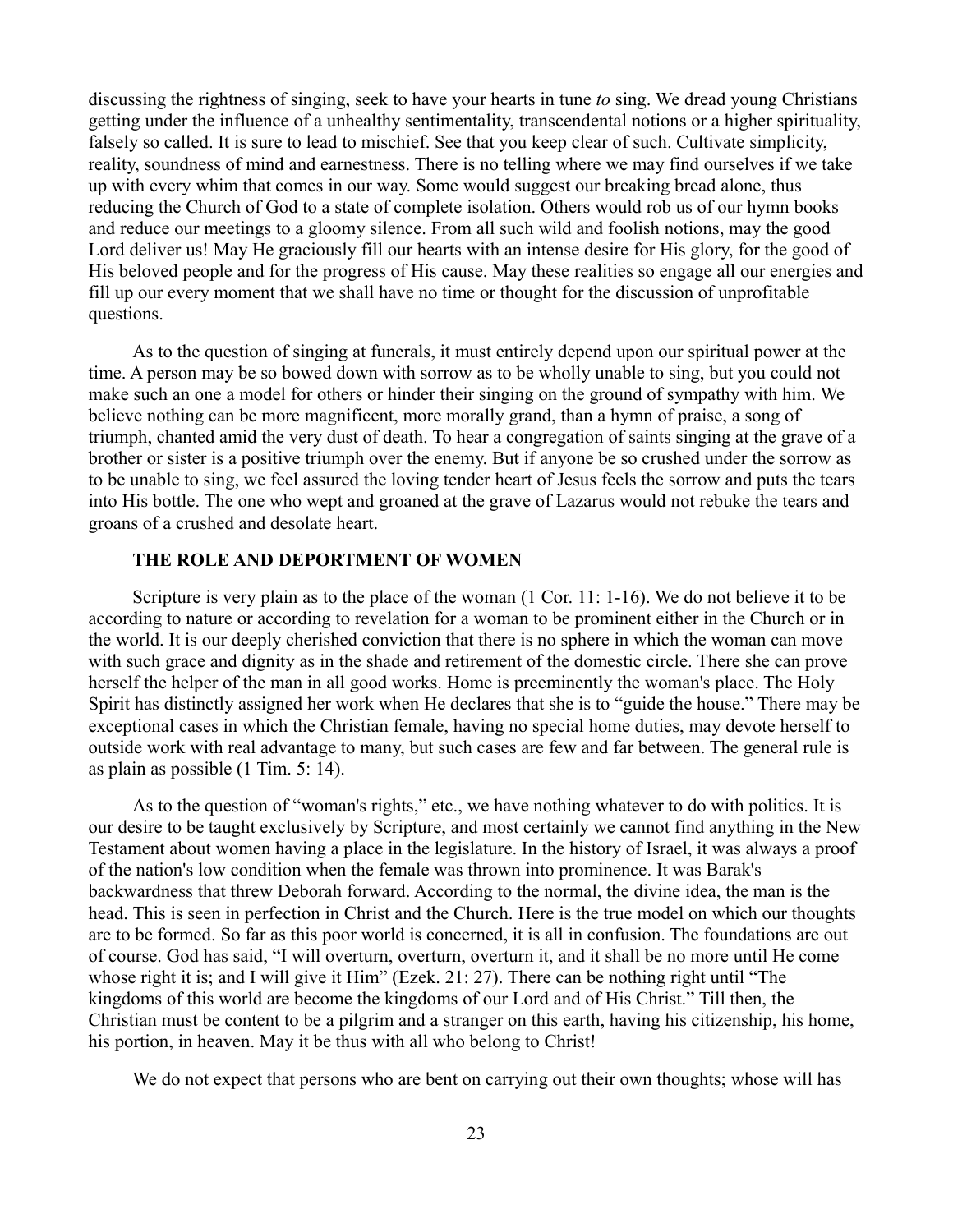discussing the rightness of singing, seek to have your hearts in tune *to* sing. We dread young Christians getting under the influence of a unhealthy sentimentality, transcendental notions or a higher spirituality, falsely so called. It is sure to lead to mischief. See that you keep clear of such. Cultivate simplicity, reality, soundness of mind and earnestness. There is no telling where we may find ourselves if we take up with every whim that comes in our way. Some would suggest our breaking bread alone, thus reducing the Church of God to a state of complete isolation. Others would rob us of our hymn books and reduce our meetings to a gloomy silence. From all such wild and foolish notions, may the good Lord deliver us! May He graciously fill our hearts with an intense desire for His glory, for the good of His beloved people and for the progress of His cause. May these realities so engage all our energies and fill up our every moment that we shall have no time or thought for the discussion of unprofitable questions.

As to the question of singing at funerals, it must entirely depend upon our spiritual power at the time. A person may be so bowed down with sorrow as to be wholly unable to sing, but you could not make such an one a model for others or hinder their singing on the ground of sympathy with him. We believe nothing can be more magnificent, more morally grand, than a hymn of praise, a song of triumph, chanted amid the very dust of death. To hear a congregation of saints singing at the grave of a brother or sister is a positive triumph over the enemy. But if anyone be so crushed under the sorrow as to be unable to sing, we feel assured the loving tender heart of Jesus feels the sorrow and puts the tears into His bottle. The one who wept and groaned at the grave of Lazarus would not rebuke the tears and groans of a crushed and desolate heart.

### THE ROLE AND DEPORTMENT OF WOMEN

Scripture is very plain as to the place of the woman (1 Cor. 11: 1-16). We do not believe it to be according to nature or according to revelation for a woman to be prominent either in the Church or in the world. It is our deeply cherished conviction that there is no sphere in which the woman can move with such grace and dignity as in the shade and retirement of the domestic circle. There she can prove herself the helper of the man in all good works. Home is preeminently the woman's place. The Holy Spirit has distinctly assigned her work when He declares that she is to "guide the house." There may be exceptional cases in which the Christian female, having no special home duties, may devote herself to outside work with real advantage to many, but such cases are few and far between. The general rule is as plain as possible (1 Tim. 5: 14).

As to the question of "woman's rights," etc., we have nothing whatever to do with politics. It is our desire to be taught exclusively by Scripture, and most certainly we cannot find anything in the New Testament about women having a place in the legislature. In the history of Israel, it was always a proof of the nation's low condition when the female was thrown into prominence. It was Barak's backwardness that threw Deborah forward. According to the normal, the divine idea, the man is the head. This is seen in perfection in Christ and the Church. Here is the true model on which our thoughts are to be formed. So far as this poor world is concerned, it is all in confusion. The foundations are out of course. God has said, "I will overturn, overturn, overturn it, and it shall be no more until He come whose right it is; and I will give it Him" (Ezek. 21: 27). There can be nothing right until "The kingdoms of this world are become the kingdoms of our Lord and of His Christ." Till then, the Christian must be content to be a pilgrim and a stranger on this earth, having his citizenship, his home, his portion, in heaven. May it be thus with all who belong to Christ!

We do not expect that persons who are bent on carrying out their own thoughts; whose will has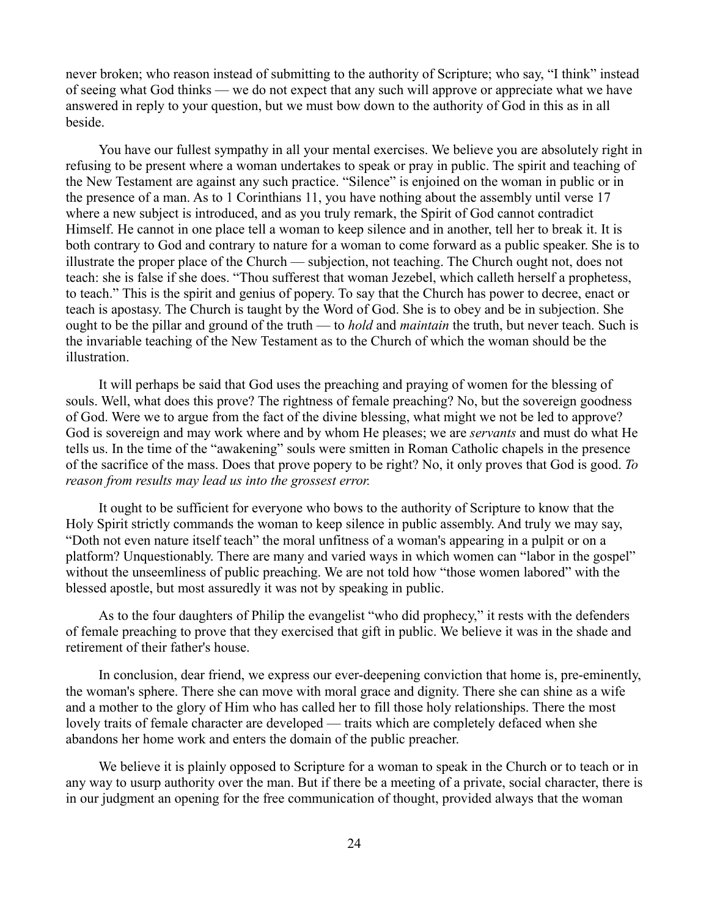never broken; who reason instead of submitting to the authority of Scripture; who say, "I think" instead of seeing what God thinks — we do not expect that any such will approve or appreciate what we have answered in reply to your question, but we must bow down to the authority of God in this as in all beside.

You have our fullest sympathy in all your mental exercises. We believe you are absolutely right in refusing to be present where a woman undertakes to speak or pray in public. The spirit and teaching of the New Testament are against any such practice. "Silence" is enjoined on the woman in public or in the presence of a man. As to 1 Corinthians 11, you have nothing about the assembly until verse 17 where a new subject is introduced, and as you truly remark, the Spirit of God cannot contradict Himself. He cannot in one place tell a woman to keep silence and in another, tell her to break it. It is both contrary to God and contrary to nature for a woman to come forward as a public speaker. She is to illustrate the proper place of the Church — subjection, not teaching. The Church ought not, does not teach: she is false if she does. "Thou sufferest that woman Jezebel, which calleth herself a prophetess, to teach." This is the spirit and genius of popery. To say that the Church has power to decree, enact or teach is apostasy. The Church is taught by the Word of God. She is to obey and be in subjection. She ought to be the pillar and ground of the truth — to *hold* and *maintain* the truth, but never teach. Such is the invariable teaching of the New Testament as to the Church of which the woman should be the illustration.

It will perhaps be said that God uses the preaching and praying of women for the blessing of souls. Well, what does this prove? The rightness of female preaching? No, but the sovereign goodness of God. Were we to argue from the fact of the divine blessing, what might we not be led to approve? God is sovereign and may work where and by whom He pleases; we are *servants* and must do what He tells us. In the time of the "awakening" souls were smitten in Roman Catholic chapels in the presence of the sacrifice of the mass. Does that prove popery to be right? No, it only proves that God is good. *To reason from results may lead us into the grossest error.*

It ought to be sufficient for everyone who bows to the authority of Scripture to know that the Holy Spirit strictly commands the woman to keep silence in public assembly. And truly we may say, "Doth not even nature itself teach" the moral unfitness of a woman's appearing in a pulpit or on a platform? Unquestionably. There are many and varied ways in which women can "labor in the gospel" without the unseemliness of public preaching. We are not told how "those women labored" with the blessed apostle, but most assuredly it was not by speaking in public.

As to the four daughters of Philip the evangelist "who did prophecy," it rests with the defenders of female preaching to prove that they exercised that gift in public. We believe it was in the shade and retirement of their father's house.

In conclusion, dear friend, we express our ever-deepening conviction that home is, pre-eminently, the woman's sphere. There she can move with moral grace and dignity. There she can shine as a wife and a mother to the glory of Him who has called her to fill those holy relationships. There the most lovely traits of female character are developed — traits which are completely defaced when she abandons her home work and enters the domain of the public preacher.

We believe it is plainly opposed to Scripture for a woman to speak in the Church or to teach or in any way to usurp authority over the man. But if there be a meeting of a private, social character, there is in our judgment an opening for the free communication of thought, provided always that the woman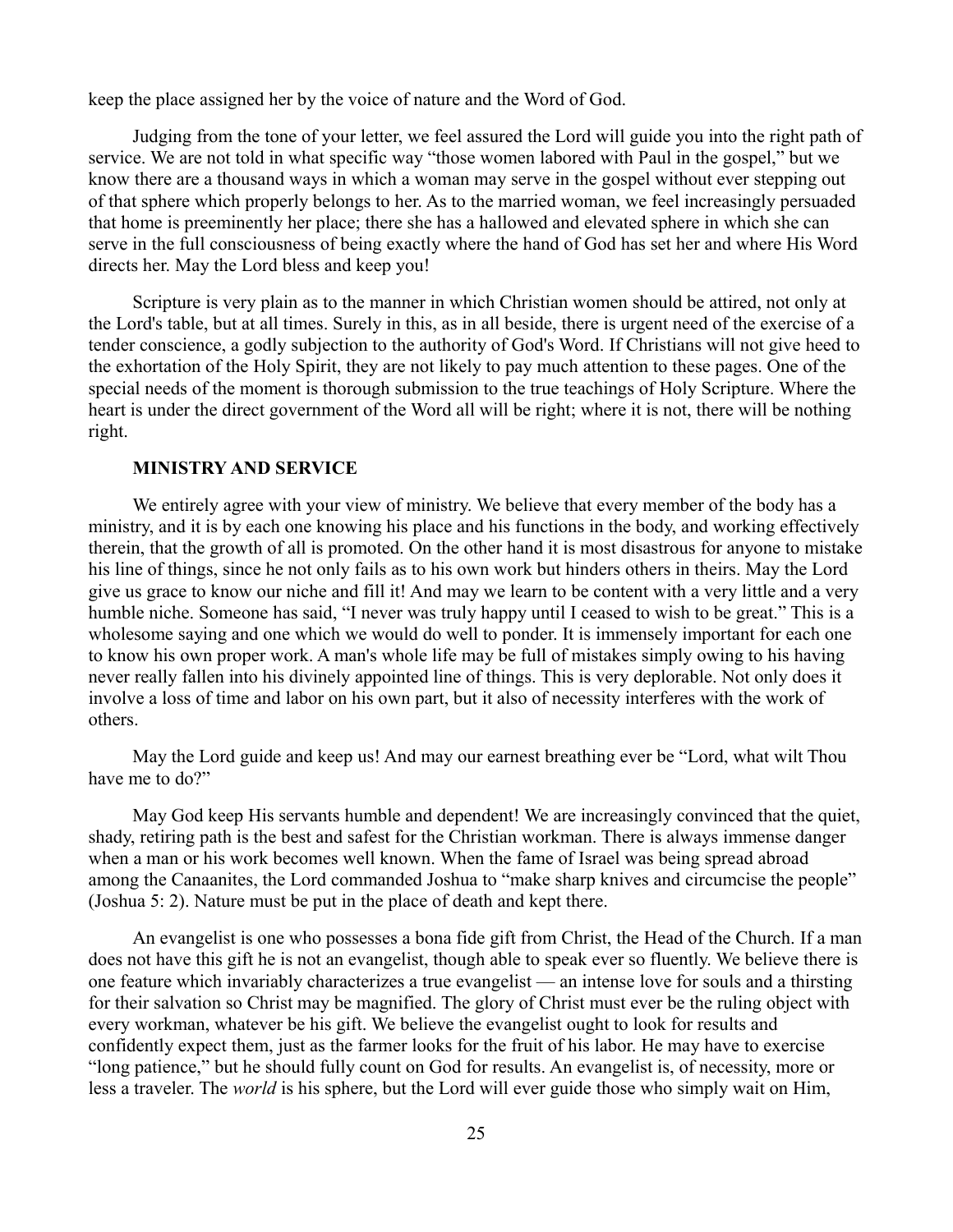keep the place assigned her by the voice of nature and the Word of God.

Judging from the tone of your letter, we feel assured the Lord will guide you into the right path of service. We are not told in what specific way "those women labored with Paul in the gospel," but we know there are a thousand ways in which a woman may serve in the gospel without ever stepping out of that sphere which properly belongs to her. As to the married woman, we feel increasingly persuaded that home is preeminently her place; there she has a hallowed and elevated sphere in which she can serve in the full consciousness of being exactly where the hand of God has set her and where His Word directs her. May the Lord bless and keep you!

Scripture is very plain as to the manner in which Christian women should be attired, not only at the Lord's table, but at all times. Surely in this, as in all beside, there is urgent need of the exercise of a tender conscience, a godly subjection to the authority of God's Word. If Christians will not give heed to the exhortation of the Holy Spirit, they are not likely to pay much attention to these pages. One of the special needs of the moment is thorough submission to the true teachings of Holy Scripture. Where the heart is under the direct government of the Word all will be right; where it is not, there will be nothing right.

### MINISTRY AND SERVICE

We entirely agree with your view of ministry. We believe that every member of the body has a ministry, and it is by each one knowing his place and his functions in the body, and working effectively therein, that the growth of all is promoted. On the other hand it is most disastrous for anyone to mistake his line of things, since he not only fails as to his own work but hinders others in theirs. May the Lord give us grace to know our niche and fill it! And may we learn to be content with a very little and a very humble niche. Someone has said, "I never was truly happy until I ceased to wish to be great." This is a wholesome saying and one which we would do well to ponder. It is immensely important for each one to know his own proper work. A man's whole life may be full of mistakes simply owing to his having never really fallen into his divinely appointed line of things. This is very deplorable. Not only does it involve a loss of time and labor on his own part, but it also of necessity interferes with the work of others.

May the Lord guide and keep us! And may our earnest breathing ever be "Lord, what wilt Thou have me to do?"

May God keep His servants humble and dependent! We are increasingly convinced that the quiet, shady, retiring path is the best and safest for the Christian workman. There is always immense danger when a man or his work becomes well known. When the fame of Israel was being spread abroad among the Canaanites, the Lord commanded Joshua to "make sharp knives and circumcise the people" (Joshua 5: 2). Nature must be put in the place of death and kept there.

An evangelist is one who possesses a bona fide gift from Christ, the Head of the Church. If a man does not have this gift he is not an evangelist, though able to speak ever so fluently. We believe there is one feature which invariably characterizes a true evangelist — an intense love for souls and a thirsting for their salvation so Christ may be magnified. The glory of Christ must ever be the ruling object with every workman, whatever be his gift. We believe the evangelist ought to look for results and confidently expect them, just as the farmer looks for the fruit of his labor. He may have to exercise "long patience," but he should fully count on God for results. An evangelist is, of necessity, more or less a traveler. The *world* is his sphere, but the Lord will ever guide those who simply wait on Him,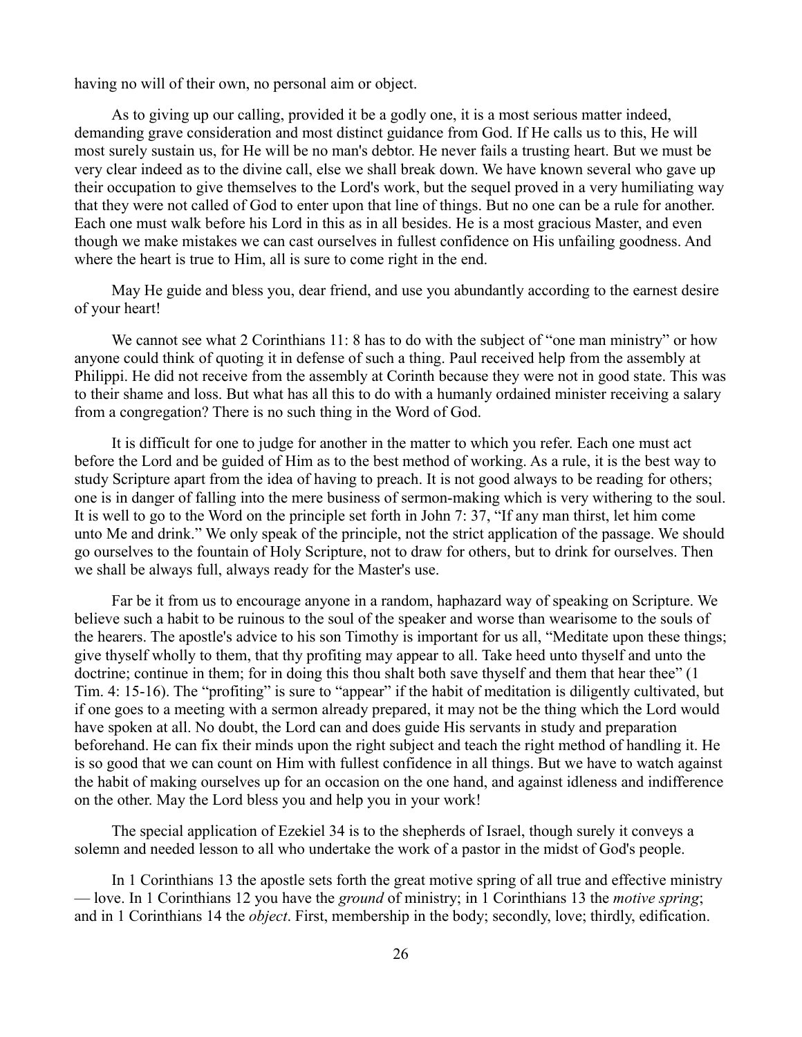having no will of their own, no personal aim or object.

As to giving up our calling, provided it be a godly one, it is a most serious matter indeed, demanding grave consideration and most distinct guidance from God. If He calls us to this, He will most surely sustain us, for He will be no man's debtor. He never fails a trusting heart. But we must be very clear indeed as to the divine call, else we shall break down. We have known several who gave up their occupation to give themselves to the Lord's work, but the sequel proved in a very humiliating way that they were not called of God to enter upon that line of things. But no one can be a rule for another. Each one must walk before his Lord in this as in all besides. He is a most gracious Master, and even though we make mistakes we can cast ourselves in fullest confidence on His unfailing goodness. And where the heart is true to Him, all is sure to come right in the end.

May He guide and bless you, dear friend, and use you abundantly according to the earnest desire of your heart!

We cannot see what 2 Corinthians 11: 8 has to do with the subject of "one man ministry" or how anyone could think of quoting it in defense of such a thing. Paul received help from the assembly at Philippi. He did not receive from the assembly at Corinth because they were not in good state. This was to their shame and loss. But what has all this to do with a humanly ordained minister receiving a salary from a congregation? There is no such thing in the Word of God.

It is difficult for one to judge for another in the matter to which you refer. Each one must act before the Lord and be guided of Him as to the best method of working. As a rule, it is the best way to study Scripture apart from the idea of having to preach. It is not good always to be reading for others; one is in danger of falling into the mere business of sermon-making which is very withering to the soul. It is well to go to the Word on the principle set forth in John 7: 37, "If any man thirst, let him come unto Me and drink." We only speak of the principle, not the strict application of the passage. We should go ourselves to the fountain of Holy Scripture, not to draw for others, but to drink for ourselves. Then we shall be always full, always ready for the Master's use.

Far be it from us to encourage anyone in a random, haphazard way of speaking on Scripture. We believe such a habit to be ruinous to the soul of the speaker and worse than wearisome to the souls of the hearers. The apostle's advice to his son Timothy is important for us all, "Meditate upon these things; give thyself wholly to them, that thy profiting may appear to all. Take heed unto thyself and unto the doctrine; continue in them; for in doing this thou shalt both save thyself and them that hear thee" (1 Tim. 4: 15-16). The "profiting" is sure to "appear" if the habit of meditation is diligently cultivated, but if one goes to a meeting with a sermon already prepared, it may not be the thing which the Lord would have spoken at all. No doubt, the Lord can and does guide His servants in study and preparation beforehand. He can fix their minds upon the right subject and teach the right method of handling it. He is so good that we can count on Him with fullest confidence in all things. But we have to watch against the habit of making ourselves up for an occasion on the one hand, and against idleness and indifference on the other. May the Lord bless you and help you in your work!

The special application of Ezekiel 34 is to the shepherds of Israel, though surely it conveys a solemn and needed lesson to all who undertake the work of a pastor in the midst of God's people.

In 1 Corinthians 13 the apostle sets forth the great motive spring of all true and effective ministry — love. In 1 Corinthians 12 you have the *ground* of ministry; in 1 Corinthians 13 the *motive spring*; and in 1 Corinthians 14 the *object*. First, membership in the body; secondly, love; thirdly, edification.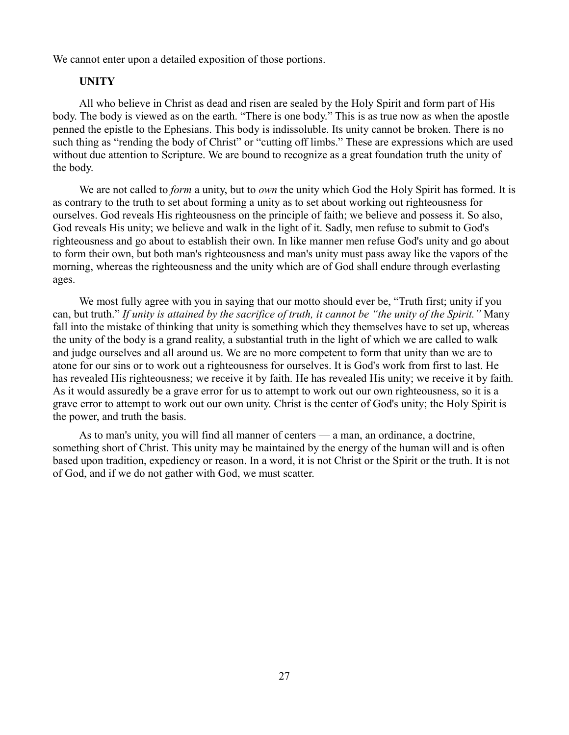We cannot enter upon a detailed exposition of those portions.

## UNITY

All who believe in Christ as dead and risen are sealed by the Holy Spirit and form part of His body. The body is viewed as on the earth. "There is one body." This is as true now as when the apostle penned the epistle to the Ephesians. This body is indissoluble. Its unity cannot be broken. There is no such thing as "rending the body of Christ" or "cutting off limbs." These are expressions which are used without due attention to Scripture. We are bound to recognize as a great foundation truth the unity of the body.

We are not called to *form* a unity, but to *own* the unity which God the Holy Spirit has formed. It is as contrary to the truth to set about forming a unity as to set about working out righteousness for ourselves. God reveals His righteousness on the principle of faith; we believe and possess it. So also, God reveals His unity; we believe and walk in the light of it. Sadly, men refuse to submit to God's righteousness and go about to establish their own. In like manner men refuse God's unity and go about to form their own, but both man's righteousness and man's unity must pass away like the vapors of the morning, whereas the righteousness and the unity which are of God shall endure through everlasting ages.

We most fully agree with you in saying that our motto should ever be, "Truth first; unity if you can, but truth." *If unity is attained by the sacrifice of truth, it cannot be "the unity of the Spirit."* Many fall into the mistake of thinking that unity is something which they themselves have to set up, whereas the unity of the body is a grand reality, a substantial truth in the light of which we are called to walk and judge ourselves and all around us. We are no more competent to form that unity than we are to atone for our sins or to work out a righteousness for ourselves. It is God's work from first to last. He has revealed His righteousness; we receive it by faith. He has revealed His unity; we receive it by faith. As it would assuredly be a grave error for us to attempt to work out our own righteousness, so it is a grave error to attempt to work out our own unity. Christ is the center of God's unity; the Holy Spirit is the power, and truth the basis.

As to man's unity, you will find all manner of centers — a man, an ordinance, a doctrine, something short of Christ. This unity may be maintained by the energy of the human will and is often based upon tradition, expediency or reason. In a word, it is not Christ or the Spirit or the truth. It is not of God, and if we do not gather with God, we must scatter.